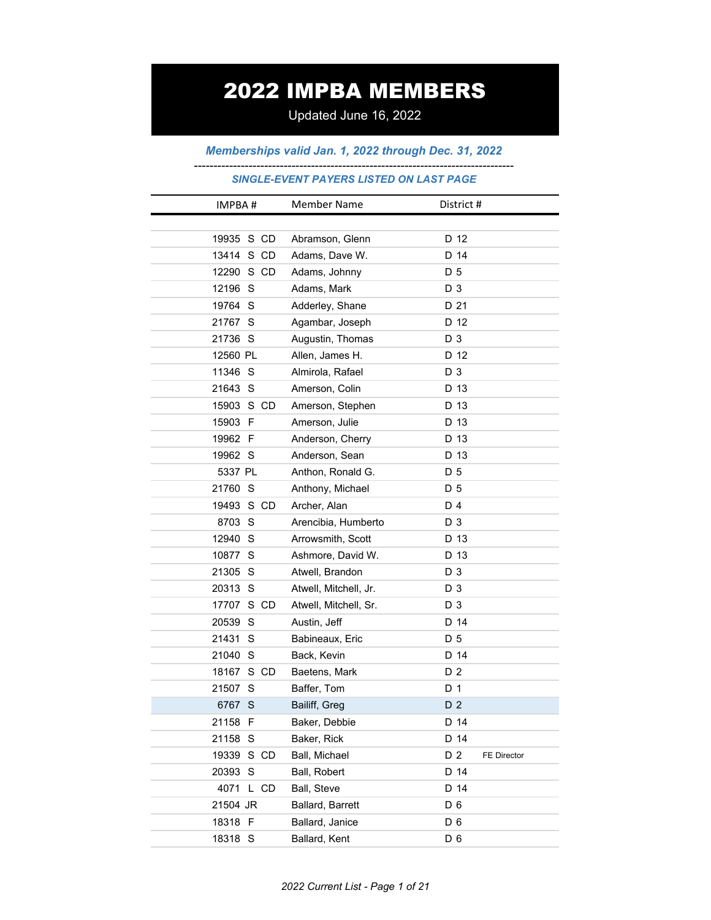# 2022 IMPBA MEMBERS

Updated June 16, 2022

***Memberships valid Jan. 1, 2022 through Dec. 31, 2022***

---

***SINGLE-EVENT PAYERS LISTED ON LAST PAGE***

| IMPBA # | Member Name | District # | |
|---|---|---|---|
| 19935 S CD | Abramson, Glenn | D 12 | |
| 13414 S CD | Adams, Dave W. | D 14 | |
| 12290 S CD | Adams, Johnny | D 5 | |
| 12196 S | Adams, Mark | D 3 | |
| 19764 S | Adderley, Shane | D 21 | |
| 21767 S | Agambar, Joseph | D 12 | |
| 21736 S | Augustin, Thomas | D 3 | |
| 12560 PL | Allen, James H. | D 12 | |
| 11346 S | Almirola, Rafael | D 3 | |
| 21643 S | Amerson, Colin | D 13 | |
| 15903 S CD | Amerson, Stephen | D 13 | |
| 15903 F | Amerson, Julie | D 13 | |
| 19962 F | Anderson, Cherry | D 13 | |
| 19962 S | Anderson, Sean | D 13 | |
| 5337 PL | Anthon, Ronald G. | D 5 | |
| 21760 S | Anthony, Michael | D 5 | |
| 19493 S CD | Archer, Alan | D 4 | |
| 8703 S | Arencibia, Humberto | D 3 | |
| 12940 S | Arrowsmith, Scott | D 13 | |
| 10877 S | Ashmore, David W. | D 13 | |
| 21305 S | Atwell, Brandon | D 3 | |
| 20313 S | Atwell, Mitchell, Jr. | D 3 | |
| 17707 S CD | Atwell, Mitchell, Sr. | D 3 | |
| 20539 S | Austin, Jeff | D 14 | |
| 21431 S | Babineaux, Eric | D 5 | |
| 21040 S | Back, Kevin | D 14 | |
| 18167 S CD | Baetens, Mark | D 2 | |
| 21507 S | Baffer, Tom | D 1 | |
| 6767 S | Bailiff, Greg | D 2 | |
| 21158 F | Baker, Debbie | D 14 | |
| 21158 S | Baker, Rick | D 14 | |
| 19339 S CD | Ball, Michael | D 2 | FE Director |
| 20393 S | Ball, Robert | D 14 | |
| 4071 L CD | Ball, Steve | D 14 | |
| 21504 JR | Ballard, Barrett | D 6 | |
| 18318 F | Ballard, Janice | D 6 | |
| 18318 S | Ballard, Kent | D 6 | |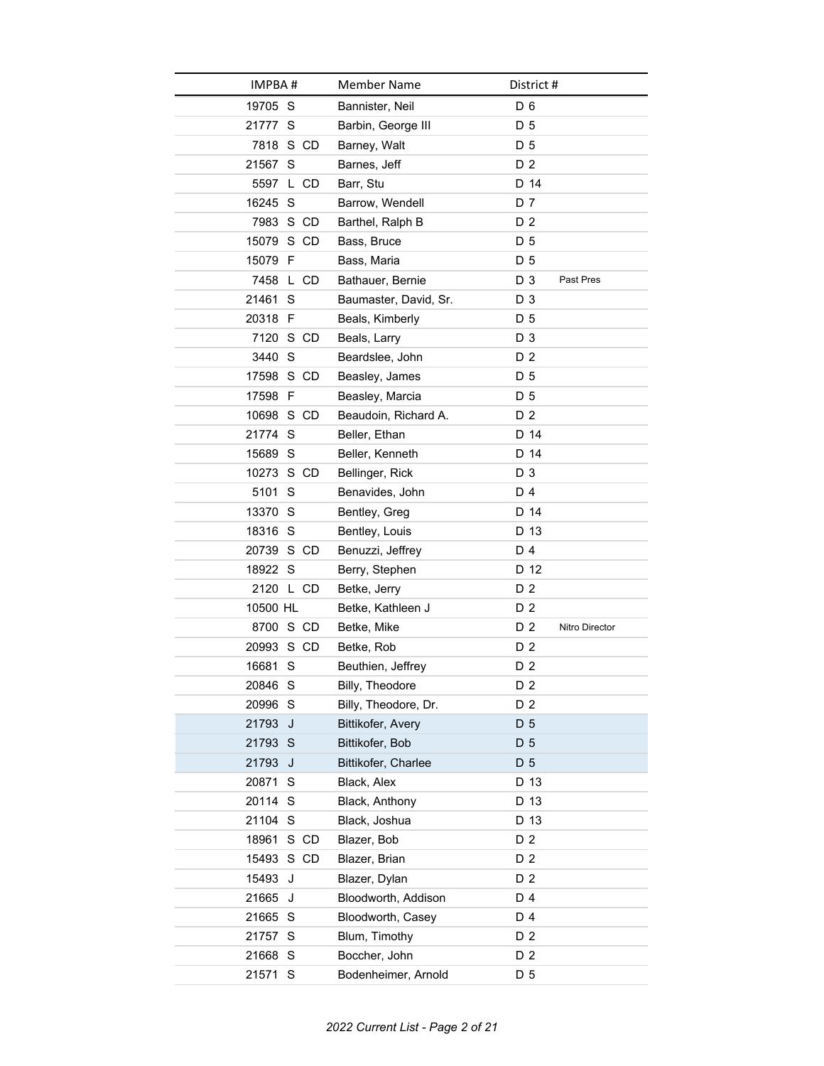| IMPBA # | Member Name | District # | |
|---|---|---|---|
| 19705 S | Bannister, Neil | D 6 | |
| 21777 S | Barbin, George III | D 5 | |
| 7818 S CD | Barney, Walt | D 5 | |
| 21567 S | Barnes, Jeff | D 2 | |
| 5597 L CD | Barr, Stu | D 14 | |
| 16245 S | Barrow, Wendell | D 7 | |
| 7983 S CD | Barthel, Ralph B | D 2 | |
| 15079 S CD | Bass, Bruce | D 5 | |
| 15079 F | Bass, Maria | D 5 | |
| 7458 L CD | Bathauer, Bernie | D 3 | Past Pres |
| 21461 S | Baumaster, David, Sr. | D 3 | |
| 20318 F | Beals, Kimberly | D 5 | |
| 7120 S CD | Beals, Larry | D 3 | |
| 3440 S | Beardslee, John | D 2 | |
| 17598 S CD | Beasley, James | D 5 | |
| 17598 F | Beasley, Marcia | D 5 | |
| 10698 S CD | Beaudoin, Richard A. | D 2 | |
| 21774 S | Beller, Ethan | D 14 | |
| 15689 S | Beller, Kenneth | D 14 | |
| 10273 S CD | Bellinger, Rick | D 3 | |
| 5101 S | Benavides, John | D 4 | |
| 13370 S | Bentley, Greg | D 14 | |
| 18316 S | Bentley, Louis | D 13 | |
| 20739 S CD | Benuzzi, Jeffrey | D 4 | |
| 18922 S | Berry, Stephen | D 12 | |
| 2120 L CD | Betke, Jerry | D 2 | |
| 10500 HL | Betke, Kathleen J | D 2 | |
| 8700 S CD | Betke, Mike | D 2 | Nitro Director |
| 20993 S CD | Betke, Rob | D 2 | |
| 16681 S | Beuthien, Jeffrey | D 2 | |
| 20846 S | Billy, Theodore | D 2 | |
| 20996 S | Billy, Theodore, Dr. | D 2 | |
| 21793 J | Bittikofer, Avery | D 5 | |
| 21793 S | Bittikofer, Bob | D 5 | |
| 21793 J | Bittikofer, Charlee | D 5 | |
| 20871 S | Black, Alex | D 13 | |
| 20114 S | Black, Anthony | D 13 | |
| 21104 S | Black, Joshua | D 13 | |
| 18961 S CD | Blazer, Bob | D 2 | |
| 15493 S CD | Blazer, Brian | D 2 | |
| 15493 J | Blazer, Dylan | D 2 | |
| 21665 J | Bloodworth, Addison | D 4 | |
| 21665 S | Bloodworth, Casey | D 4 | |
| 21757 S | Blum, Timothy | D 2 | |
| 21668 S | Boccher, John | D 2 | |
| 21571 S | Bodenheimer, Arnold | D 5 | |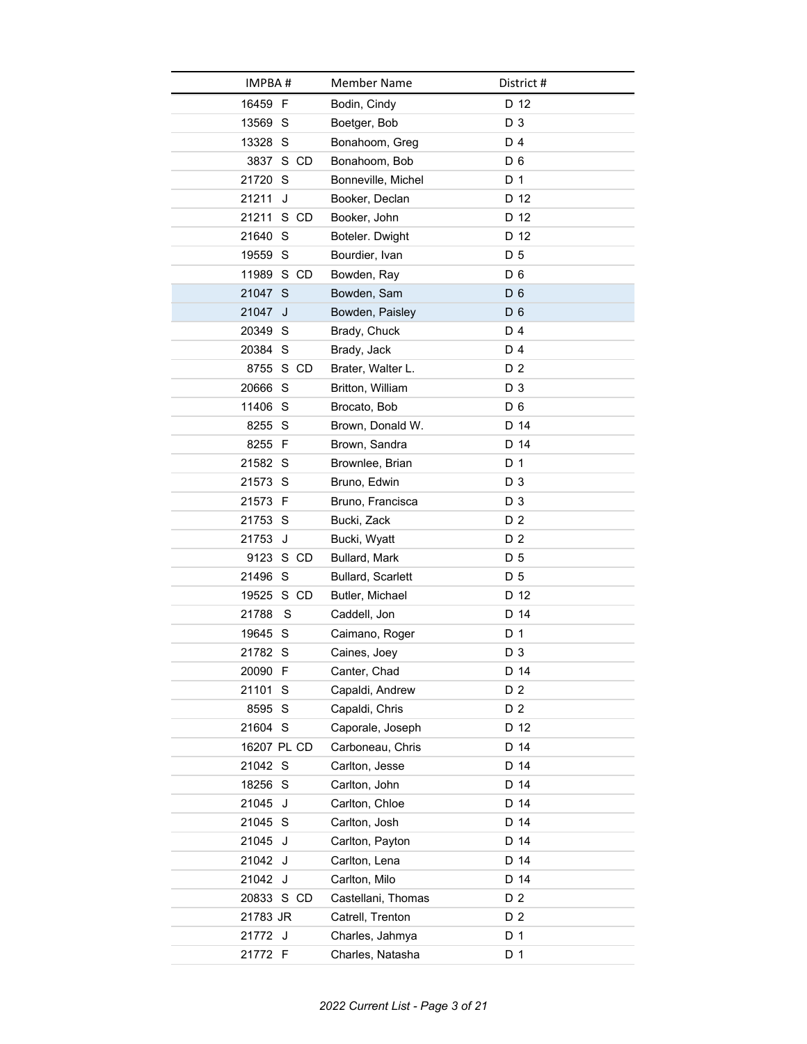| IMPBA # | Member Name | District # |
|---|---|---|
| 16459 F | Bodin, Cindy | D 12 |
| 13569 S | Boetger, Bob | D 3 |
| 13328 S | Bonahoom, Greg | D 4 |
| 3837 S CD | Bonahoom, Bob | D 6 |
| 21720 S | Bonneville, Michel | D 1 |
| 21211 J | Booker, Declan | D 12 |
| 21211 S CD | Booker, John | D 12 |
| 21640 S | Boteler. Dwight | D 12 |
| 19559 S | Bourdier, Ivan | D 5 |
| 11989 S CD | Bowden, Ray | D 6 |
| 21047 S | Bowden, Sam | D 6 |
| 21047 J | Bowden, Paisley | D 6 |
| 20349 S | Brady, Chuck | D 4 |
| 20384 S | Brady, Jack | D 4 |
| 8755 S CD | Brater, Walter L. | D 2 |
| 20666 S | Britton, William | D 3 |
| 11406 S | Brocato, Bob | D 6 |
| 8255 S | Brown, Donald W. | D 14 |
| 8255 F | Brown, Sandra | D 14 |
| 21582 S | Brownlee, Brian | D 1 |
| 21573 S | Bruno, Edwin | D 3 |
| 21573 F | Bruno, Francisca | D 3 |
| 21753 S | Bucki, Zack | D 2 |
| 21753 J | Bucki, Wyatt | D 2 |
| 9123 S CD | Bullard, Mark | D 5 |
| 21496 S | Bullard, Scarlett | D 5 |
| 19525 S CD | Butler, Michael | D 12 |
| 21788 S | Caddell, Jon | D 14 |
| 19645 S | Caimano, Roger | D 1 |
| 21782 S | Caines, Joey | D 3 |
| 20090 F | Canter, Chad | D 14 |
| 21101 S | Capaldi, Andrew | D 2 |
| 8595 S | Capaldi, Chris | D 2 |
| 21604 S | Caporale, Joseph | D 12 |
| 16207 PL CD | Carboneau, Chris | D 14 |
| 21042 S | Carlton, Jesse | D 14 |
| 18256 S | Carlton, John | D 14 |
| 21045 J | Carlton, Chloe | D 14 |
| 21045 S | Carlton, Josh | D 14 |
| 21045 J | Carlton, Payton | D 14 |
| 21042 J | Carlton, Lena | D 14 |
| 21042 J | Carlton, Milo | D 14 |
| 20833 S CD | Castellani, Thomas | D 2 |
| 21783 JR | Catrell, Trenton | D 2 |
| 21772 J | Charles, Jahmya | D 1 |
| 21772 F | Charles, Natasha | D 1 |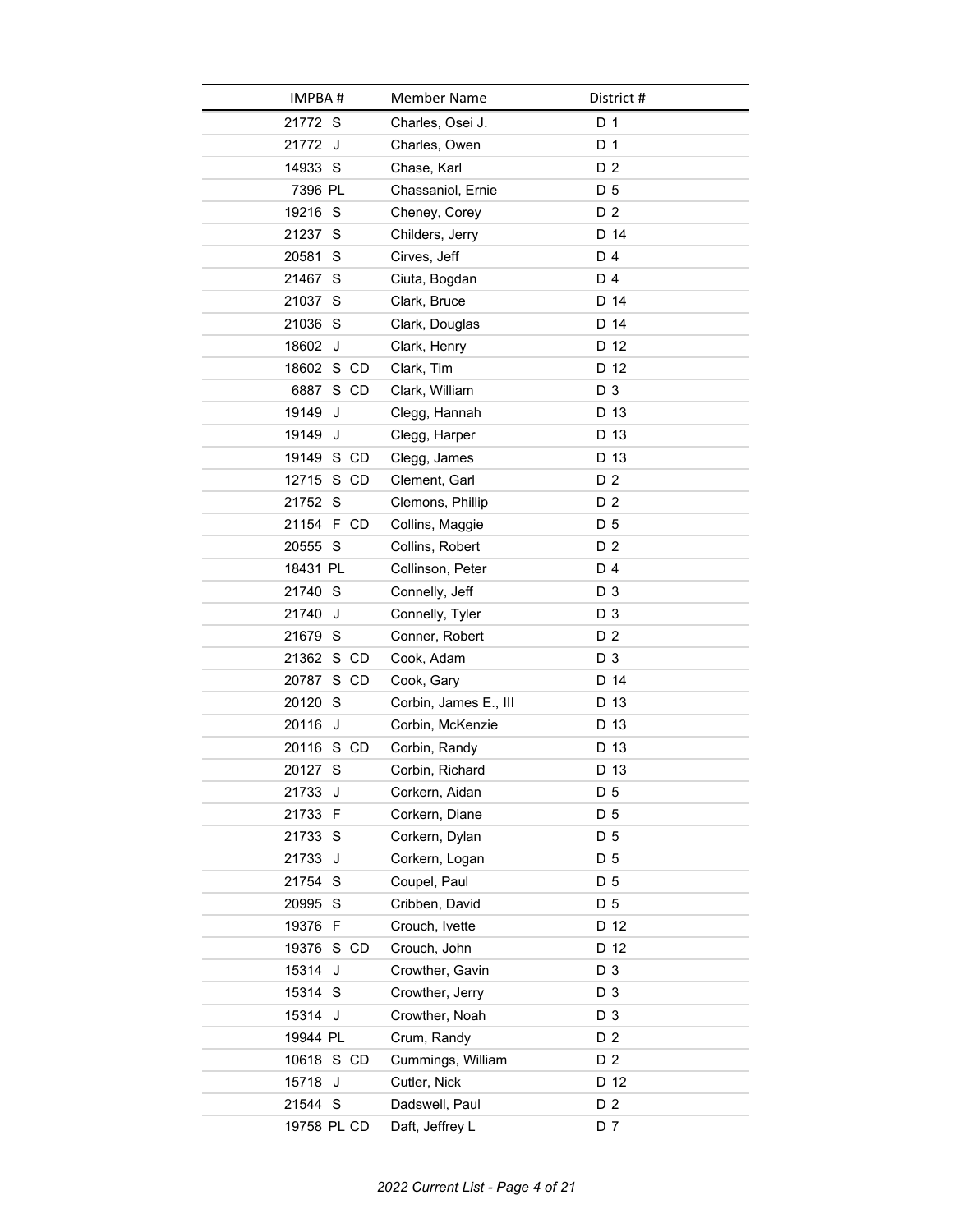| IMPBA # | Member Name | District # |
|---|---|---|
| 21772 S | Charles, Osei J. | D 1 |
| 21772 J | Charles, Owen | D 1 |
| 14933 S | Chase, Karl | D 2 |
| 7396 PL | Chassaniol, Ernie | D 5 |
| 19216 S | Cheney, Corey | D 2 |
| 21237 S | Childers, Jerry | D 14 |
| 20581 S | Cirves, Jeff | D 4 |
| 21467 S | Ciuta, Bogdan | D 4 |
| 21037 S | Clark, Bruce | D 14 |
| 21036 S | Clark, Douglas | D 14 |
| 18602 J | Clark, Henry | D 12 |
| 18602 S CD | Clark, Tim | D 12 |
| 6887 S CD | Clark, William | D 3 |
| 19149 J | Clegg, Hannah | D 13 |
| 19149 J | Clegg, Harper | D 13 |
| 19149 S CD | Clegg, James | D 13 |
| 12715 S CD | Clement, Garl | D 2 |
| 21752 S | Clemons, Phillip | D 2 |
| 21154 F CD | Collins, Maggie | D 5 |
| 20555 S | Collins, Robert | D 2 |
| 18431 PL | Collinson, Peter | D 4 |
| 21740 S | Connelly, Jeff | D 3 |
| 21740 J | Connelly, Tyler | D 3 |
| 21679 S | Conner, Robert | D 2 |
| 21362 S CD | Cook, Adam | D 3 |
| 20787 S CD | Cook, Gary | D 14 |
| 20120 S | Corbin, James E., III | D 13 |
| 20116 J | Corbin, McKenzie | D 13 |
| 20116 S CD | Corbin, Randy | D 13 |
| 20127 S | Corbin, Richard | D 13 |
| 21733 J | Corkern, Aidan | D 5 |
| 21733 F | Corkern, Diane | D 5 |
| 21733 S | Corkern, Dylan | D 5 |
| 21733 J | Corkern, Logan | D 5 |
| 21754 S | Coupel, Paul | D 5 |
| 20995 S | Cribben, David | D 5 |
| 19376 F | Crouch, Ivette | D 12 |
| 19376 S CD | Crouch, John | D 12 |
| 15314 J | Crowther, Gavin | D 3 |
| 15314 S | Crowther, Jerry | D 3 |
| 15314 J | Crowther, Noah | D 3 |
| 19944 PL | Crum, Randy | D 2 |
| 10618 S CD | Cummings, William | D 2 |
| 15718 J | Cutler, Nick | D 12 |
| 21544 S | Dadswell, Paul | D 2 |
| 19758 PL CD | Daft, Jeffrey L | D 7 |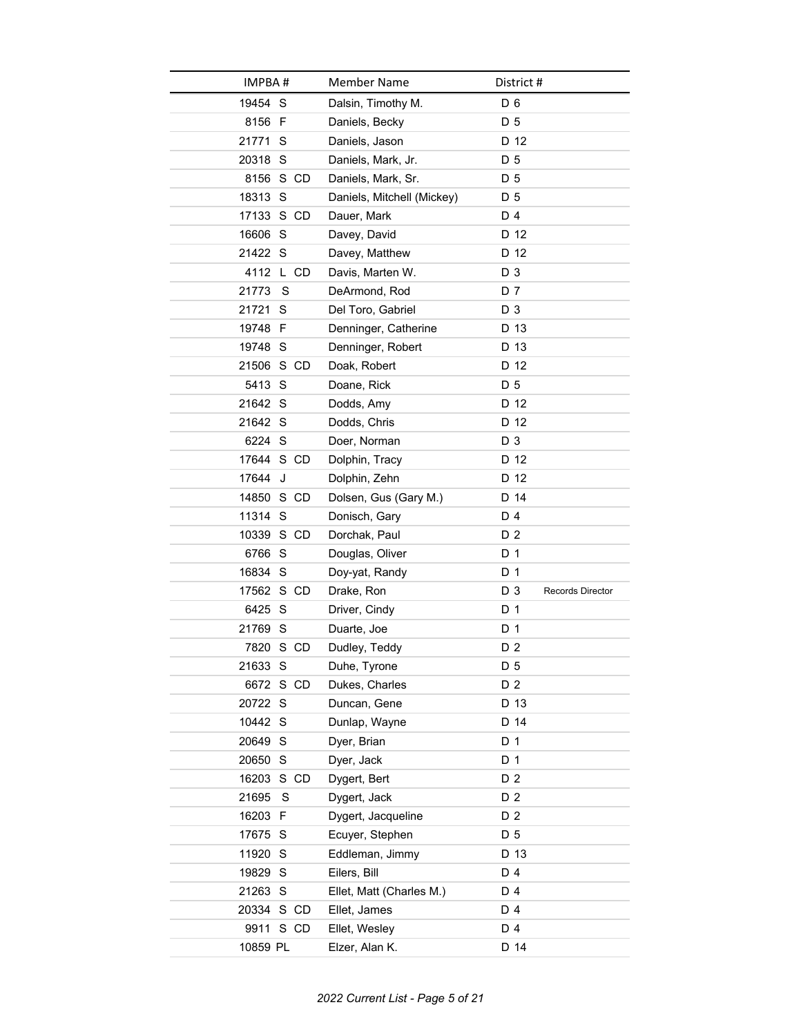| IMPBA # | Member Name | District # | |
|---|---|---|---|
| 19454 S | Dalsin, Timothy M. | D 6 | |
| 8156 F | Daniels, Becky | D 5 | |
| 21771 S | Daniels, Jason | D 12 | |
| 20318 S | Daniels, Mark, Jr. | D 5 | |
| 8156 S CD | Daniels, Mark, Sr. | D 5 | |
| 18313 S | Daniels, Mitchell (Mickey) | D 5 | |
| 17133 S CD | Dauer, Mark | D 4 | |
| 16606 S | Davey, David | D 12 | |
| 21422 S | Davey, Matthew | D 12 | |
| 4112 L CD | Davis, Marten W. | D 3 | |
| 21773 S | DeArmond, Rod | D 7 | |
| 21721 S | Del Toro, Gabriel | D 3 | |
| 19748 F | Denninger, Catherine | D 13 | |
| 19748 S | Denninger, Robert | D 13 | |
| 21506 S CD | Doak, Robert | D 12 | |
| 5413 S | Doane, Rick | D 5 | |
| 21642 S | Dodds, Amy | D 12 | |
| 21642 S | Dodds, Chris | D 12 | |
| 6224 S | Doer, Norman | D 3 | |
| 17644 S CD | Dolphin, Tracy | D 12 | |
| 17644 J | Dolphin, Zehn | D 12 | |
| 14850 S CD | Dolsen, Gus (Gary M.) | D 14 | |
| 11314 S | Donisch, Gary | D 4 | |
| 10339 S CD | Dorchak, Paul | D 2 | |
| 6766 S | Douglas, Oliver | D 1 | |
| 16834 S | Doy-yat, Randy | D 1 | |
| 17562 S CD | Drake, Ron | D 3 | Records Director |
| 6425 S | Driver, Cindy | D 1 | |
| 21769 S | Duarte, Joe | D 1 | |
| 7820 S CD | Dudley, Teddy | D 2 | |
| 21633 S | Duhe, Tyrone | D 5 | |
| 6672 S CD | Dukes, Charles | D 2 | |
| 20722 S | Duncan, Gene | D 13 | |
| 10442 S | Dunlap, Wayne | D 14 | |
| 20649 S | Dyer, Brian | D 1 | |
| 20650 S | Dyer, Jack | D 1 | |
| 16203 S CD | Dygert, Bert | D 2 | |
| 21695 S | Dygert, Jack | D 2 | |
| 16203 F | Dygert, Jacqueline | D 2 | |
| 17675 S | Ecuyer, Stephen | D 5 | |
| 11920 S | Eddleman, Jimmy | D 13 | |
| 19829 S | Eilers, Bill | D 4 | |
| 21263 S | Ellet, Matt (Charles M.) | D 4 | |
| 20334 S CD | Ellet, James | D 4 | |
| 9911 S CD | Ellet, Wesley | D 4 | |
| 10859 PL | Elzer, Alan K. | D 14 | |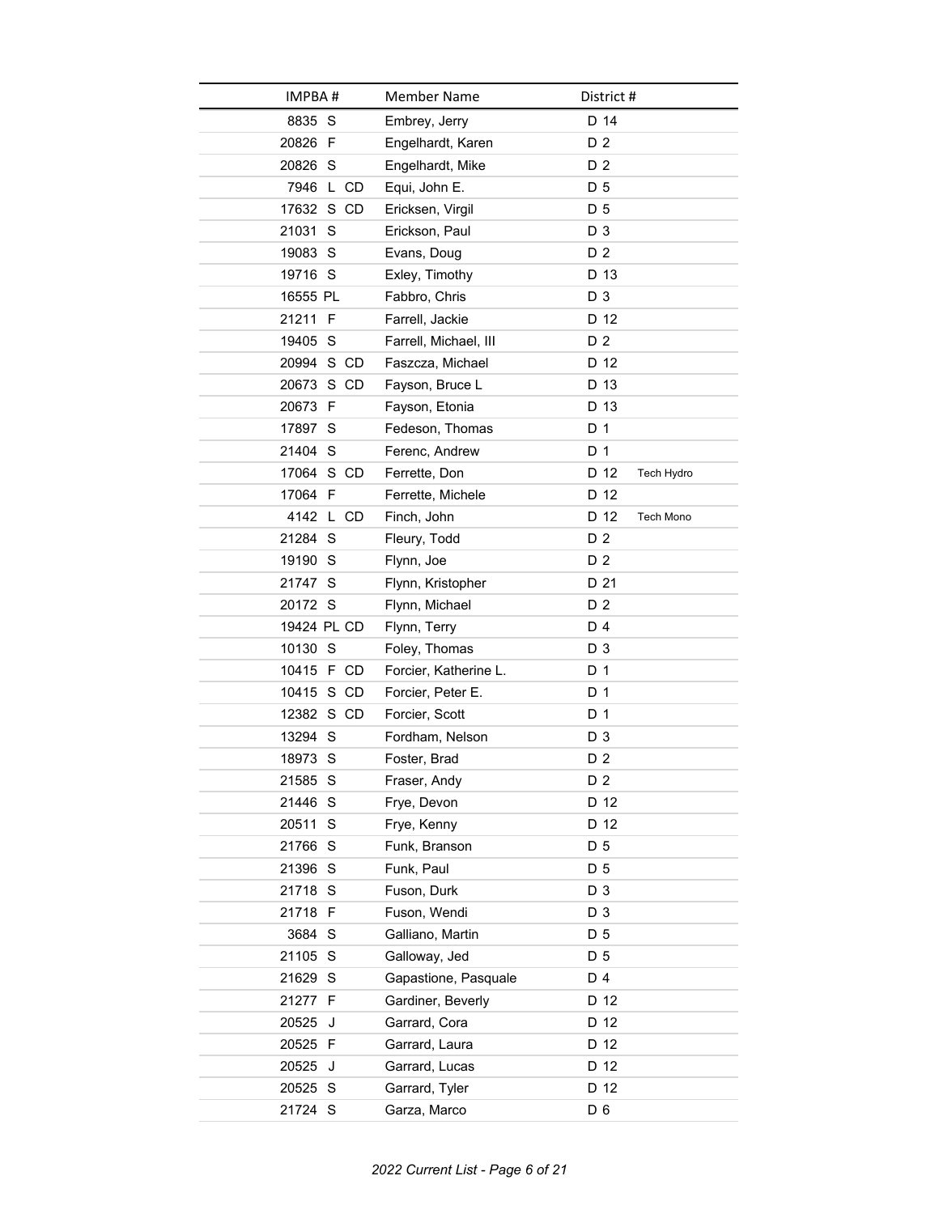| IMPBA # | Member Name | District # |
|---|---|---|
| 8835 S | Embrey, Jerry | D 14 |
| 20826 F | Engelhardt, Karen | D 2 |
| 20826 S | Engelhardt, Mike | D 2 |
| 7946 L CD | Equi, John E. | D 5 |
| 17632 S CD | Ericksen, Virgil | D 5 |
| 21031 S | Erickson, Paul | D 3 |
| 19083 S | Evans, Doug | D 2 |
| 19716 S | Exley, Timothy | D 13 |
| 16555 PL | Fabbro, Chris | D 3 |
| 21211 F | Farrell, Jackie | D 12 |
| 19405 S | Farrell, Michael, III | D 2 |
| 20994 S CD | Faszcza, Michael | D 12 |
| 20673 S CD | Fayson, Bruce L | D 13 |
| 20673 F | Fayson, Etonia | D 13 |
| 17897 S | Fedeson, Thomas | D 1 |
| 21404 S | Ferenc, Andrew | D 1 |
| 17064 S CD | Ferrette, Don | D 12 Tech Hydro |
| 17064 F | Ferrette, Michele | D 12 |
| 4142 L CD | Finch, John | D 12 Tech Mono |
| 21284 S | Fleury, Todd | D 2 |
| 19190 S | Flynn, Joe | D 2 |
| 21747 S | Flynn, Kristopher | D 21 |
| 20172 S | Flynn, Michael | D 2 |
| 19424 PL CD | Flynn, Terry | D 4 |
| 10130 S | Foley, Thomas | D 3 |
| 10415 F CD | Forcier, Katherine L. | D 1 |
| 10415 S CD | Forcier, Peter E. | D 1 |
| 12382 S CD | Forcier, Scott | D 1 |
| 13294 S | Fordham, Nelson | D 3 |
| 18973 S | Foster, Brad | D 2 |
| 21585 S | Fraser, Andy | D 2 |
| 21446 S | Frye, Devon | D 12 |
| 20511 S | Frye, Kenny | D 12 |
| 21766 S | Funk, Branson | D 5 |
| 21396 S | Funk, Paul | D 5 |
| 21718 S | Fuson, Durk | D 3 |
| 21718 F | Fuson, Wendi | D 3 |
| 3684 S | Galliano, Martin | D 5 |
| 21105 S | Galloway, Jed | D 5 |
| 21629 S | Gapastione, Pasquale | D 4 |
| 21277 F | Gardiner, Beverly | D 12 |
| 20525 J | Garrard, Cora | D 12 |
| 20525 F | Garrard, Laura | D 12 |
| 20525 J | Garrard, Lucas | D 12 |
| 20525 S | Garrard, Tyler | D 12 |
| 21724 S | Garza, Marco | D 6 |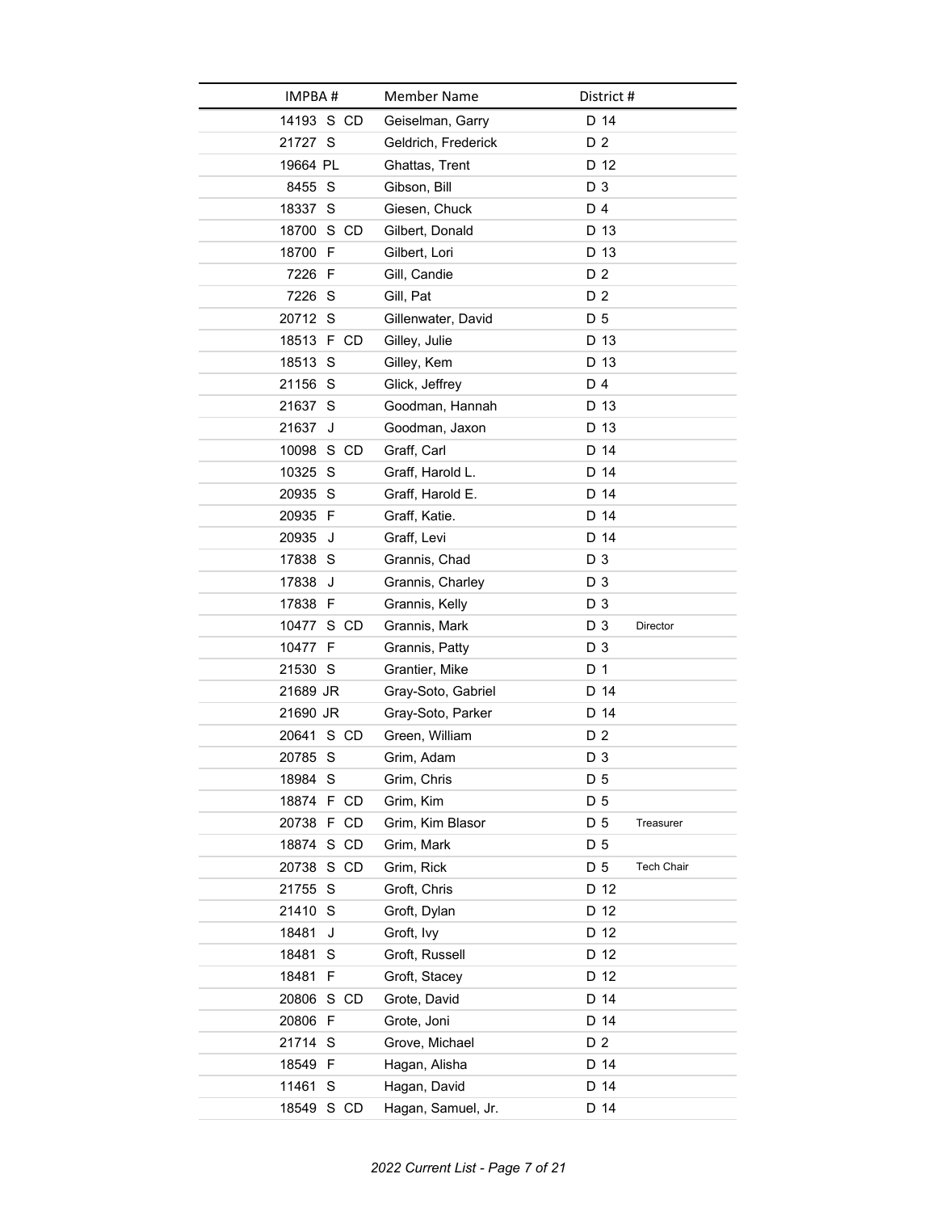| IMPBA # | Member Name | District # | |
|---|---|---|---|
| 14193 S CD | Geiselman, Garry | D 14 | |
| 21727 S | Geldrich, Frederick | D 2 | |
| 19664 PL | Ghattas, Trent | D 12 | |
| 8455 S | Gibson, Bill | D 3 | |
| 18337 S | Giesen, Chuck | D 4 | |
| 18700 S CD | Gilbert, Donald | D 13 | |
| 18700 F | Gilbert, Lori | D 13 | |
| 7226 F | Gill, Candie | D 2 | |
| 7226 S | Gill, Pat | D 2 | |
| 20712 S | Gillenwater, David | D 5 | |
| 18513 F CD | Gilley, Julie | D 13 | |
| 18513 S | Gilley, Kem | D 13 | |
| 21156 S | Glick, Jeffrey | D 4 | |
| 21637 S | Goodman, Hannah | D 13 | |
| 21637 J | Goodman, Jaxon | D 13 | |
| 10098 S CD | Graff, Carl | D 14 | |
| 10325 S | Graff, Harold L. | D 14 | |
| 20935 S | Graff, Harold E. | D 14 | |
| 20935 F | Graff, Katie. | D 14 | |
| 20935 J | Graff, Levi | D 14 | |
| 17838 S | Grannis, Chad | D 3 | |
| 17838 J | Grannis, Charley | D 3 | |
| 17838 F | Grannis, Kelly | D 3 | |
| 10477 S CD | Grannis, Mark | D 3 | Director |
| 10477 F | Grannis, Patty | D 3 | |
| 21530 S | Grantier, Mike | D 1 | |
| 21689 JR | Gray-Soto, Gabriel | D 14 | |
| 21690 JR | Gray-Soto, Parker | D 14 | |
| 20641 S CD | Green, William | D 2 | |
| 20785 S | Grim, Adam | D 3 | |
| 18984 S | Grim, Chris | D 5 | |
| 18874 F CD | Grim, Kim | D 5 | |
| 20738 F CD | Grim, Kim Blasor | D 5 | Treasurer |
| 18874 S CD | Grim, Mark | D 5 | |
| 20738 S CD | Grim, Rick | D 5 | Tech Chair |
| 21755 S | Groft, Chris | D 12 | |
| 21410 S | Groft, Dylan | D 12 | |
| 18481 J | Groft, Ivy | D 12 | |
| 18481 S | Groft, Russell | D 12 | |
| 18481 F | Groft, Stacey | D 12 | |
| 20806 S CD | Grote, David | D 14 | |
| 20806 F | Grote, Joni | D 14 | |
| 21714 S | Grove, Michael | D 2 | |
| 18549 F | Hagan, Alisha | D 14 | |
| 11461 S | Hagan, David | D 14 | |
| 18549 S CD | Hagan, Samuel, Jr. | D 14 | |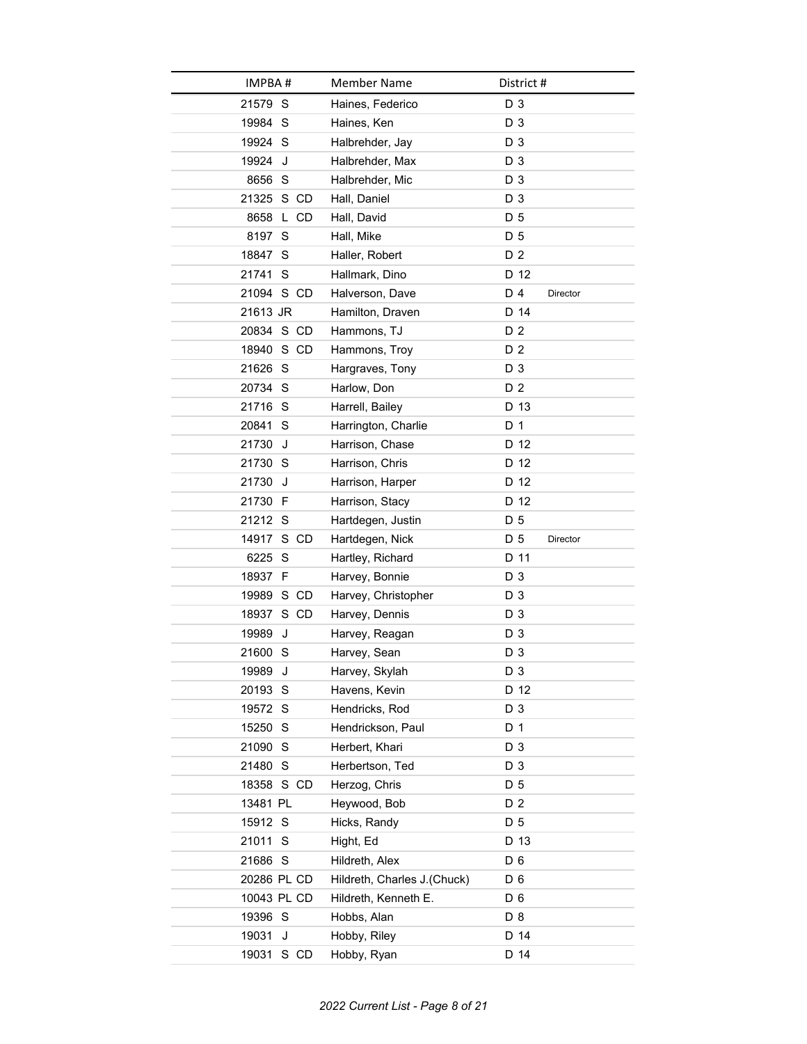| IMPBA # | Member Name | District # | |
|---|---|---|---|
| 21579 S | Haines, Federico | D 3 | |
| 19984 S | Haines, Ken | D 3 | |
| 19924 S | Halbrehder, Jay | D 3 | |
| 19924 J | Halbrehder, Max | D 3 | |
| 8656 S | Halbrehder, Mic | D 3 | |
| 21325 S CD | Hall, Daniel | D 3 | |
| 8658 L CD | Hall, David | D 5 | |
| 8197 S | Hall, Mike | D 5 | |
| 18847 S | Haller, Robert | D 2 | |
| 21741 S | Hallmark, Dino | D 12 | |
| 21094 S CD | Halverson, Dave | D 4 | Director |
| 21613 JR | Hamilton, Draven | D 14 | |
| 20834 S CD | Hammons, TJ | D 2 | |
| 18940 S CD | Hammons, Troy | D 2 | |
| 21626 S | Hargraves, Tony | D 3 | |
| 20734 S | Harlow, Don | D 2 | |
| 21716 S | Harrell, Bailey | D 13 | |
| 20841 S | Harrington, Charlie | D 1 | |
| 21730 J | Harrison, Chase | D 12 | |
| 21730 S | Harrison, Chris | D 12 | |
| 21730 J | Harrison, Harper | D 12 | |
| 21730 F | Harrison, Stacy | D 12 | |
| 21212 S | Hartdegen, Justin | D 5 | |
| 14917 S CD | Hartdegen, Nick | D 5 | Director |
| 6225 S | Hartley, Richard | D 11 | |
| 18937 F | Harvey, Bonnie | D 3 | |
| 19989 S CD | Harvey, Christopher | D 3 | |
| 18937 S CD | Harvey, Dennis | D 3 | |
| 19989 J | Harvey, Reagan | D 3 | |
| 21600 S | Harvey, Sean | D 3 | |
| 19989 J | Harvey, Skylah | D 3 | |
| 20193 S | Havens, Kevin | D 12 | |
| 19572 S | Hendricks, Rod | D 3 | |
| 15250 S | Hendrickson, Paul | D 1 | |
| 21090 S | Herbert, Khari | D 3 | |
| 21480 S | Herbertson, Ted | D 3 | |
| 18358 S CD | Herzog, Chris | D 5 | |
| 13481 PL | Heywood, Bob | D 2 | |
| 15912 S | Hicks, Randy | D 5 | |
| 21011 S | Hight, Ed | D 13 | |
| 21686 S | Hildreth, Alex | D 6 | |
| 20286 PL CD | Hildreth, Charles J.(Chuck) | D 6 | |
| 10043 PL CD | Hildreth, Kenneth E. | D 6 | |
| 19396 S | Hobbs, Alan | D 8 | |
| 19031 J | Hobby, Riley | D 14 | |
| 19031 S CD | Hobby, Ryan | D 14 | |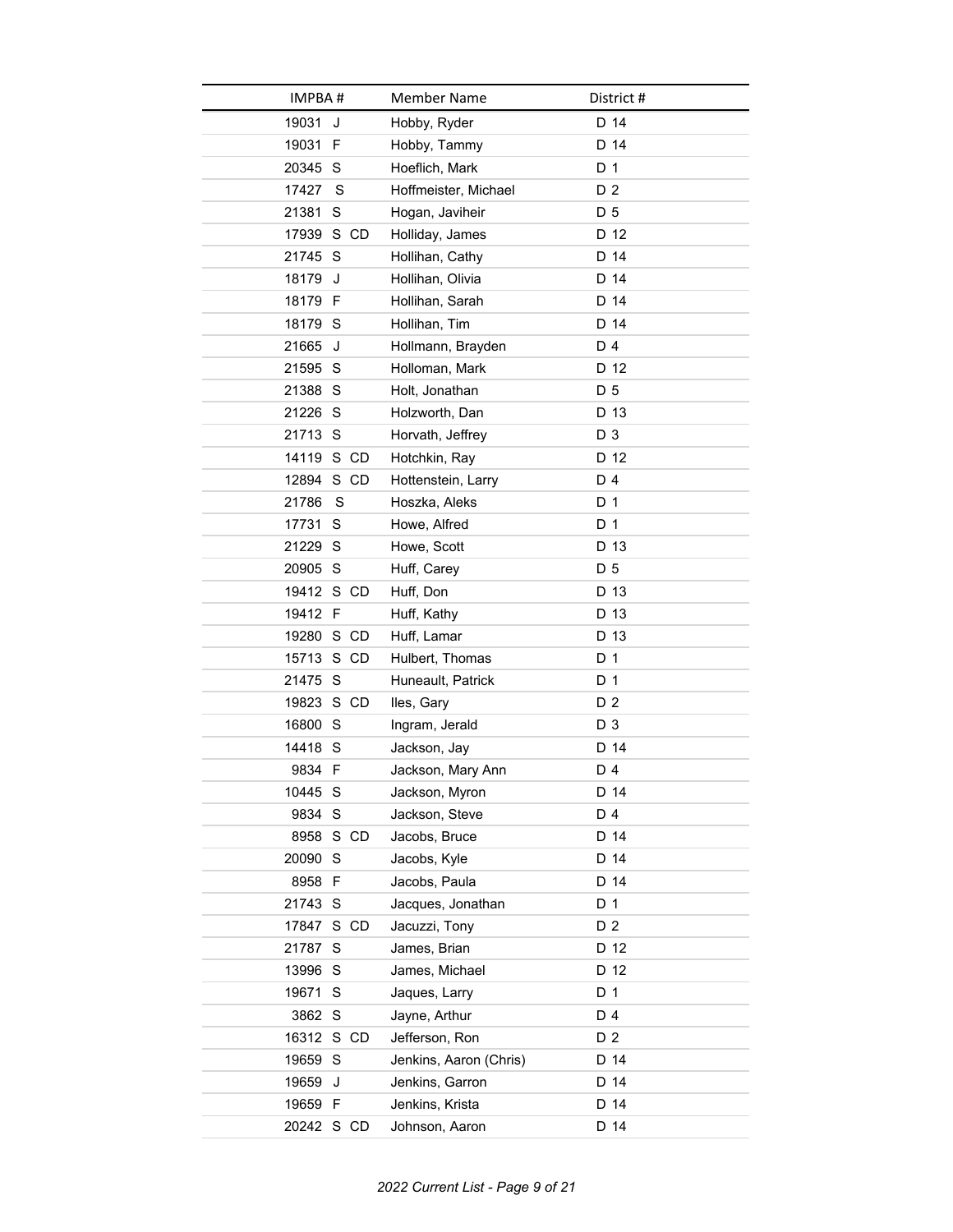| IMPBA # | Member Name | District # |
|---|---|---|
| 19031 J | Hobby, Ryder | D 14 |
| 19031 F | Hobby, Tammy | D 14 |
| 20345 S | Hoeflich, Mark | D 1 |
| 17427 S | Hoffmeister, Michael | D 2 |
| 21381 S | Hogan, Javiheir | D 5 |
| 17939 S CD | Holliday, James | D 12 |
| 21745 S | Hollihan, Cathy | D 14 |
| 18179 J | Hollihan, Olivia | D 14 |
| 18179 F | Hollihan, Sarah | D 14 |
| 18179 S | Hollihan, Tim | D 14 |
| 21665 J | Hollmann, Brayden | D 4 |
| 21595 S | Holloman, Mark | D 12 |
| 21388 S | Holt, Jonathan | D 5 |
| 21226 S | Holzworth, Dan | D 13 |
| 21713 S | Horvath, Jeffrey | D 3 |
| 14119 S CD | Hotchkin, Ray | D 12 |
| 12894 S CD | Hottenstein, Larry | D 4 |
| 21786 S | Hoszka, Aleks | D 1 |
| 17731 S | Howe, Alfred | D 1 |
| 21229 S | Howe, Scott | D 13 |
| 20905 S | Huff, Carey | D 5 |
| 19412 S CD | Huff, Don | D 13 |
| 19412 F | Huff, Kathy | D 13 |
| 19280 S CD | Huff, Lamar | D 13 |
| 15713 S CD | Hulbert, Thomas | D 1 |
| 21475 S | Huneault, Patrick | D 1 |
| 19823 S CD | Iles, Gary | D 2 |
| 16800 S | Ingram, Jerald | D 3 |
| 14418 S | Jackson, Jay | D 14 |
| 9834 F | Jackson, Mary Ann | D 4 |
| 10445 S | Jackson, Myron | D 14 |
| 9834 S | Jackson, Steve | D 4 |
| 8958 S CD | Jacobs, Bruce | D 14 |
| 20090 S | Jacobs, Kyle | D 14 |
| 8958 F | Jacobs, Paula | D 14 |
| 21743 S | Jacques, Jonathan | D 1 |
| 17847 S CD | Jacuzzi, Tony | D 2 |
| 21787 S | James, Brian | D 12 |
| 13996 S | James, Michael | D 12 |
| 19671 S | Jaques, Larry | D 1 |
| 3862 S | Jayne, Arthur | D 4 |
| 16312 S CD | Jefferson, Ron | D 2 |
| 19659 S | Jenkins, Aaron (Chris) | D 14 |
| 19659 J | Jenkins, Garron | D 14 |
| 19659 F | Jenkins, Krista | D 14 |
| 20242 S CD | Johnson, Aaron | D 14 |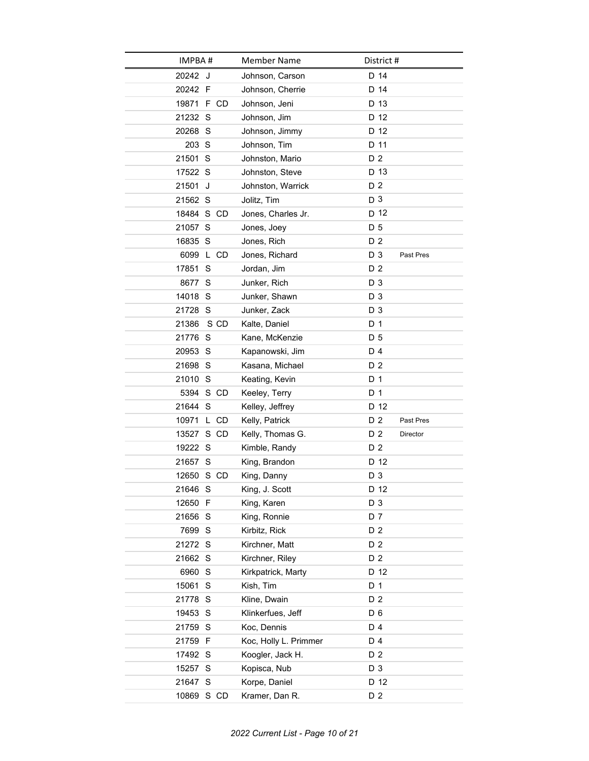| IMPBA # | Member Name | District # | |
|---|---|---|---|
| 20242 J | Johnson, Carson | D 14 | |
| 20242 F | Johnson, Cherrie | D 14 | |
| 19871 F CD | Johnson, Jeni | D 13 | |
| 21232 S | Johnson, Jim | D 12 | |
| 20268 S | Johnson, Jimmy | D 12 | |
| 203 S | Johnson, Tim | D 11 | |
| 21501 S | Johnston, Mario | D 2 | |
| 17522 S | Johnston, Steve | D 13 | |
| 21501 J | Johnston, Warrick | D 2 | |
| 21562 S | Jolitz, Tim | D 3 | |
| 18484 S CD | Jones, Charles Jr. | D 12 | |
| 21057 S | Jones, Joey | D 5 | |
| 16835 S | Jones, Rich | D 2 | |
| 6099 L CD | Jones, Richard | D 3 | Past Pres |
| 17851 S | Jordan, Jim | D 2 | |
| 8677 S | Junker, Rich | D 3 | |
| 14018 S | Junker, Shawn | D 3 | |
| 21728 S | Junker, Zack | D 3 | |
| 21386 S CD | Kalte, Daniel | D 1 | |
| 21776 S | Kane, McKenzie | D 5 | |
| 20953 S | Kapanowski, Jim | D 4 | |
| 21698 S | Kasana, Michael | D 2 | |
| 21010 S | Keating, Kevin | D 1 | |
| 5394 S CD | Keeley, Terry | D 1 | |
| 21644 S | Kelley, Jeffrey | D 12 | |
| 10971 L CD | Kelly, Patrick | D 2 | Past Pres |
| 13527 S CD | Kelly, Thomas G. | D 2 | Director |
| 19222 S | Kimble, Randy | D 2 | |
| 21657 S | King, Brandon | D 12 | |
| 12650 S CD | King, Danny | D 3 | |
| 21646 S | King, J. Scott | D 12 | |
| 12650 F | King, Karen | D 3 | |
| 21656 S | King, Ronnie | D 7 | |
| 7699 S | Kirbitz, Rick | D 2 | |
| 21272 S | Kirchner, Matt | D 2 | |
| 21662 S | Kirchner, Riley | D 2 | |
| 6960 S | Kirkpatrick, Marty | D 12 | |
| 15061 S | Kish, Tim | D 1 | |
| 21778 S | Kline, Dwain | D 2 | |
| 19453 S | Klinkerfues, Jeff | D 6 | |
| 21759 S | Koc, Dennis | D 4 | |
| 21759 F | Koc, Holly L. Primmer | D 4 | |
| 17492 S | Koogler, Jack H. | D 2 | |
| 15257 S | Kopisca, Nub | D 3 | |
| 21647 S | Korpe, Daniel | D 12 | |
| 10869 S CD | Kramer, Dan R. | D 2 | |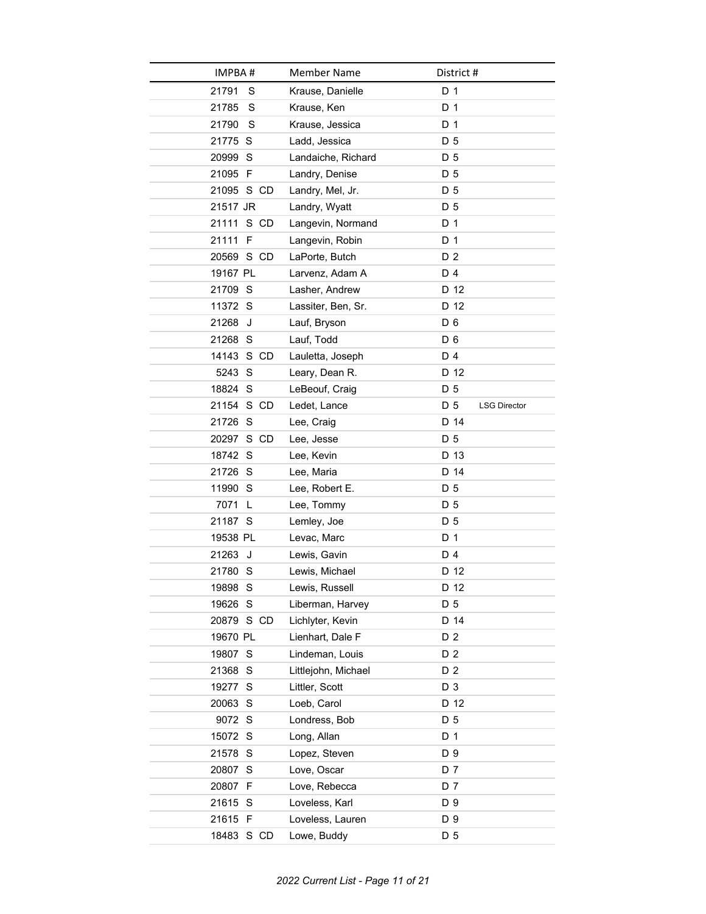| IMPBA # | Member Name | District # | |
|---|---|---|---|
| 21791 S | Krause, Danielle | D 1 | |
| 21785 S | Krause, Ken | D 1 | |
| 21790 S | Krause, Jessica | D 1 | |
| 21775 S | Ladd, Jessica | D 5 | |
| 20999 S | Landaiche, Richard | D 5 | |
| 21095 F | Landry, Denise | D 5 | |
| 21095 S CD | Landry, Mel, Jr. | D 5 | |
| 21517 JR | Landry, Wyatt | D 5 | |
| 21111 S CD | Langevin, Normand | D 1 | |
| 21111 F | Langevin, Robin | D 1 | |
| 20569 S CD | LaPorte, Butch | D 2 | |
| 19167 PL | Larvenz, Adam A | D 4 | |
| 21709 S | Lasher, Andrew | D 12 | |
| 11372 S | Lassiter, Ben, Sr. | D 12 | |
| 21268 J | Lauf, Bryson | D 6 | |
| 21268 S | Lauf, Todd | D 6 | |
| 14143 S CD | Lauletta, Joseph | D 4 | |
| 5243 S | Leary, Dean R. | D 12 | |
| 18824 S | LeBeouf, Craig | D 5 | |
| 21154 S CD | Ledet, Lance | D 5 | LSG Director |
| 21726 S | Lee, Craig | D 14 | |
| 20297 S CD | Lee, Jesse | D 5 | |
| 18742 S | Lee, Kevin | D 13 | |
| 21726 S | Lee, Maria | D 14 | |
| 11990 S | Lee, Robert E. | D 5 | |
| 7071 L | Lee, Tommy | D 5 | |
| 21187 S | Lemley, Joe | D 5 | |
| 19538 PL | Levac, Marc | D 1 | |
| 21263 J | Lewis, Gavin | D 4 | |
| 21780 S | Lewis, Michael | D 12 | |
| 19898 S | Lewis, Russell | D 12 | |
| 19626 S | Liberman, Harvey | D 5 | |
| 20879 S CD | Lichlyter, Kevin | D 14 | |
| 19670 PL | Lienhart, Dale F | D 2 | |
| 19807 S | Lindeman, Louis | D 2 | |
| 21368 S | Littlejohn, Michael | D 2 | |
| 19277 S | Littler, Scott | D 3 | |
| 20063 S | Loeb, Carol | D 12 | |
| 9072 S | Londress, Bob | D 5 | |
| 15072 S | Long, Allan | D 1 | |
| 21578 S | Lopez, Steven | D 9 | |
| 20807 S | Love, Oscar | D 7 | |
| 20807 F | Love, Rebecca | D 7 | |
| 21615 S | Loveless, Karl | D 9 | |
| 21615 F | Loveless, Lauren | D 9 | |
| 18483 S CD | Lowe, Buddy | D 5 | |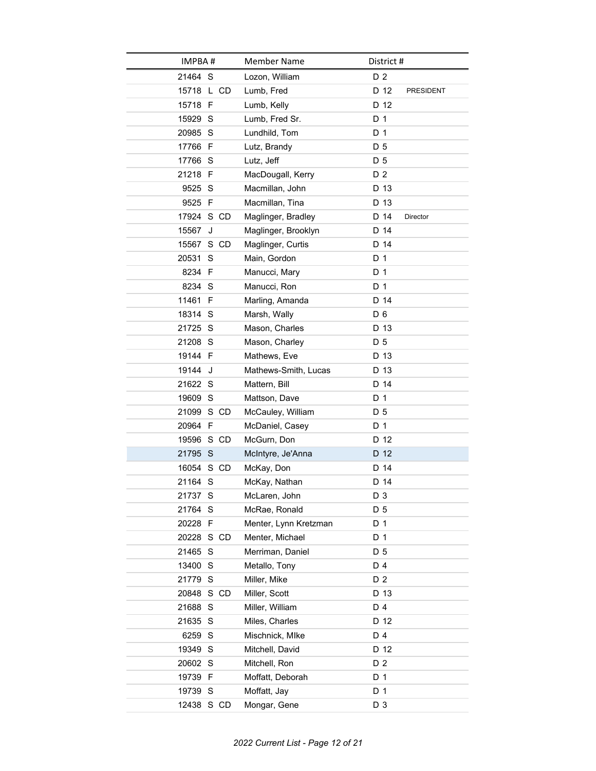| IMPBA # | Member Name | District # | |
|---|---|---|---|
| 21464 S | Lozon, William | D 2 | |
| 15718 L CD | Lumb, Fred | D 12 | PRESIDENT |
| 15718 F | Lumb, Kelly | D 12 | |
| 15929 S | Lumb, Fred Sr. | D 1 | |
| 20985 S | Lundhild, Tom | D 1 | |
| 17766 F | Lutz, Brandy | D 5 | |
| 17766 S | Lutz, Jeff | D 5 | |
| 21218 F | MacDougall, Kerry | D 2 | |
| 9525 S | Macmillan, John | D 13 | |
| 9525 F | Macmillan, Tina | D 13 | |
| 17924 S CD | Maglinger, Bradley | D 14 | Director |
| 15567 J | Maglinger, Brooklyn | D 14 | |
| 15567 S CD | Maglinger, Curtis | D 14 | |
| 20531 S | Main, Gordon | D 1 | |
| 8234 F | Manucci, Mary | D 1 | |
| 8234 S | Manucci, Ron | D 1 | |
| 11461 F | Marling, Amanda | D 14 | |
| 18314 S | Marsh, Wally | D 6 | |
| 21725 S | Mason, Charles | D 13 | |
| 21208 S | Mason, Charley | D 5 | |
| 19144 F | Mathews, Eve | D 13 | |
| 19144 J | Mathews-Smith, Lucas | D 13 | |
| 21622 S | Mattern, Bill | D 14 | |
| 19609 S | Mattson, Dave | D 1 | |
| 21099 S CD | McCauley, William | D 5 | |
| 20964 F | McDaniel, Casey | D 1 | |
| 19596 S CD | McGurn, Don | D 12 | |
| 21795 S | McIntyre, Je'Anna | D 12 | |
| 16054 S CD | McKay, Don | D 14 | |
| 21164 S | McKay, Nathan | D 14 | |
| 21737 S | McLaren, John | D 3 | |
| 21764 S | McRae, Ronald | D 5 | |
| 20228 F | Menter, Lynn Kretzman | D 1 | |
| 20228 S CD | Menter, Michael | D 1 | |
| 21465 S | Merriman, Daniel | D 5 | |
| 13400 S | Metallo, Tony | D 4 | |
| 21779 S | Miller, Mike | D 2 | |
| 20848 S CD | Miller, Scott | D 13 | |
| 21688 S | Miller, William | D 4 | |
| 21635 S | Miles, Charles | D 12 | |
| 6259 S | Mischnick, MIke | D 4 | |
| 19349 S | Mitchell, David | D 12 | |
| 20602 S | Mitchell, Ron | D 2 | |
| 19739 F | Moffatt, Deborah | D 1 | |
| 19739 S | Moffatt, Jay | D 1 | |
| 12438 S CD | Mongar, Gene | D 3 | |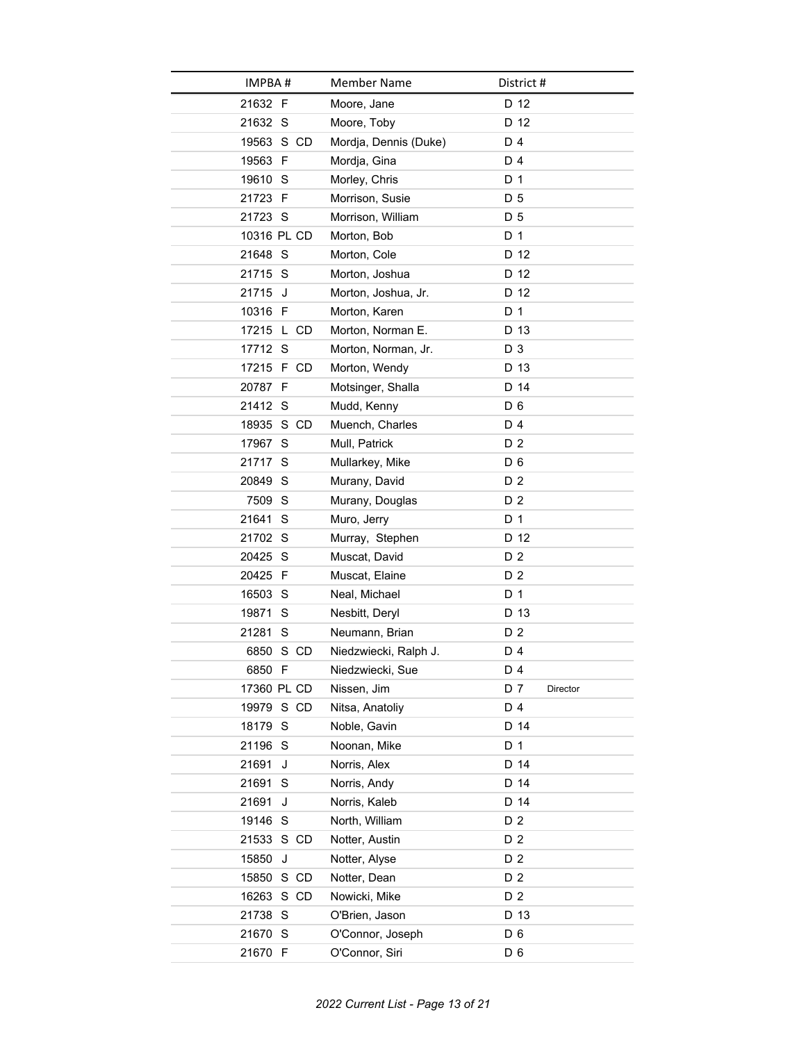| IMPBA # | Member Name | District # | |
|---|---|---|---|
| 21632 F | Moore, Jane | D 12 | |
| 21632 S | Moore, Toby | D 12 | |
| 19563 S CD | Mordja, Dennis (Duke) | D 4 | |
| 19563 F | Mordja, Gina | D 4 | |
| 19610 S | Morley, Chris | D 1 | |
| 21723 F | Morrison, Susie | D 5 | |
| 21723 S | Morrison, William | D 5 | |
| 10316 PL CD | Morton, Bob | D 1 | |
| 21648 S | Morton, Cole | D 12 | |
| 21715 S | Morton, Joshua | D 12 | |
| 21715 J | Morton, Joshua, Jr. | D 12 | |
| 10316 F | Morton, Karen | D 1 | |
| 17215 L CD | Morton, Norman E. | D 13 | |
| 17712 S | Morton, Norman, Jr. | D 3 | |
| 17215 F CD | Morton, Wendy | D 13 | |
| 20787 F | Motsinger, Shalla | D 14 | |
| 21412 S | Mudd, Kenny | D 6 | |
| 18935 S CD | Muench, Charles | D 4 | |
| 17967 S | Mull, Patrick | D 2 | |
| 21717 S | Mullarkey, Mike | D 6 | |
| 20849 S | Murany, David | D 2 | |
| 7509 S | Murany, Douglas | D 2 | |
| 21641 S | Muro, Jerry | D 1 | |
| 21702 S | Murray, Stephen | D 12 | |
| 20425 S | Muscat, David | D 2 | |
| 20425 F | Muscat, Elaine | D 2 | |
| 16503 S | Neal, Michael | D 1 | |
| 19871 S | Nesbitt, Deryl | D 13 | |
| 21281 S | Neumann, Brian | D 2 | |
| 6850 S CD | Niedzwiecki, Ralph J. | D 4 | |
| 6850 F | Niedzwiecki, Sue | D 4 | |
| 17360 PL CD | Nissen, Jim | D 7 | Director |
| 19979 S CD | Nitsa, Anatoliy | D 4 | |
| 18179 S | Noble, Gavin | D 14 | |
| 21196 S | Noonan, Mike | D 1 | |
| 21691 J | Norris, Alex | D 14 | |
| 21691 S | Norris, Andy | D 14 | |
| 21691 J | Norris, Kaleb | D 14 | |
| 19146 S | North, William | D 2 | |
| 21533 S CD | Notter, Austin | D 2 | |
| 15850 J | Notter, Alyse | D 2 | |
| 15850 S CD | Notter, Dean | D 2 | |
| 16263 S CD | Nowicki, Mike | D 2 | |
| 21738 S | O'Brien, Jason | D 13 | |
| 21670 S | O'Connor, Joseph | D 6 | |
| 21670 F | O'Connor, Siri | D 6 | |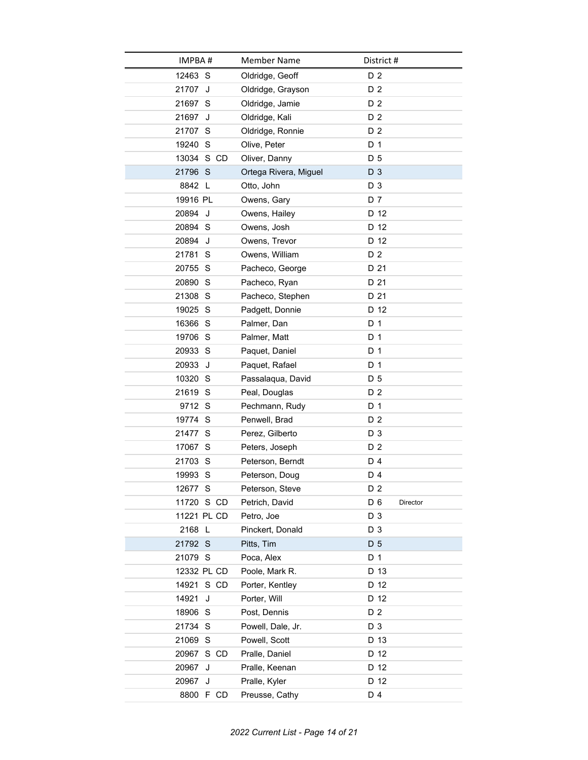| IMPBA # | Member Name | District # | |
|---|---|---|---|
| 12463 S | Oldridge, Geoff | D 2 | |
| 21707 J | Oldridge, Grayson | D 2 | |
| 21697 S | Oldridge, Jamie | D 2 | |
| 21697 J | Oldridge, Kali | D 2 | |
| 21707 S | Oldridge, Ronnie | D 2 | |
| 19240 S | Olive, Peter | D 1 | |
| 13034 S CD | Oliver, Danny | D 5 | |
| 21796 S | Ortega Rivera, Miguel | D 3 | |
| 8842 L | Otto, John | D 3 | |
| 19916 PL | Owens, Gary | D 7 | |
| 20894 J | Owens, Hailey | D 12 | |
| 20894 S | Owens, Josh | D 12 | |
| 20894 J | Owens, Trevor | D 12 | |
| 21781 S | Owens, William | D 2 | |
| 20755 S | Pacheco, George | D 21 | |
| 20890 S | Pacheco, Ryan | D 21 | |
| 21308 S | Pacheco, Stephen | D 21 | |
| 19025 S | Padgett, Donnie | D 12 | |
| 16366 S | Palmer, Dan | D 1 | |
| 19706 S | Palmer, Matt | D 1 | |
| 20933 S | Paquet, Daniel | D 1 | |
| 20933 J | Paquet, Rafael | D 1 | |
| 10320 S | Passalaqua, David | D 5 | |
| 21619 S | Peal, Douglas | D 2 | |
| 9712 S | Pechmann, Rudy | D 1 | |
| 19774 S | Penwell, Brad | D 2 | |
| 21477 S | Perez, Gilberto | D 3 | |
| 17067 S | Peters, Joseph | D 2 | |
| 21703 S | Peterson, Berndt | D 4 | |
| 19993 S | Peterson, Doug | D 4 | |
| 12677 S | Peterson, Steve | D 2 | |
| 11720 S CD | Petrich, David | D 6 | Director |
| 11221 PL CD | Petro, Joe | D 3 | |
| 2168 L | Pinckert, Donald | D 3 | |
| 21792 S | Pitts, Tim | D 5 | |
| 21079 S | Poca, Alex | D 1 | |
| 12332 PL CD | Poole, Mark R. | D 13 | |
| 14921 S CD | Porter, Kentley | D 12 | |
| 14921 J | Porter, Will | D 12 | |
| 18906 S | Post, Dennis | D 2 | |
| 21734 S | Powell, Dale, Jr. | D 3 | |
| 21069 S | Powell, Scott | D 13 | |
| 20967 S CD | Pralle, Daniel | D 12 | |
| 20967 J | Pralle, Keenan | D 12 | |
| 20967 J | Pralle, Kyler | D 12 | |
| 8800 F CD | Preusse, Cathy | D 4 | |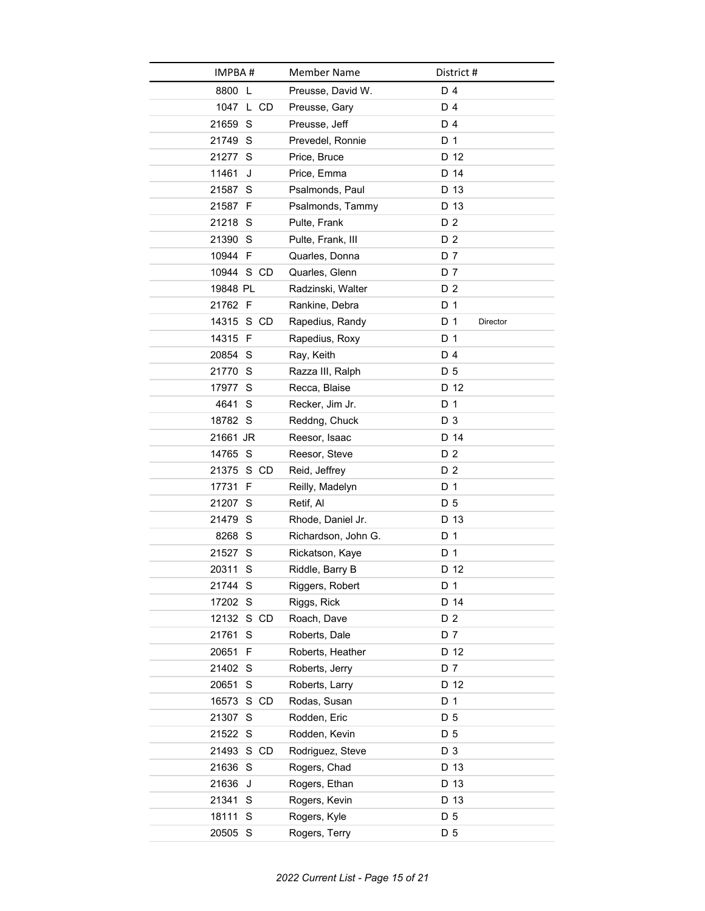| IMPBA # | Member Name | District # |
|---|---|---|
| 8800 L | Preusse, David W. | D 4 |
| 1047 L CD | Preusse, Gary | D 4 |
| 21659 S | Preusse, Jeff | D 4 |
| 21749 S | Prevedel, Ronnie | D 1 |
| 21277 S | Price, Bruce | D 12 |
| 11461 J | Price, Emma | D 14 |
| 21587 S | Psalmonds, Paul | D 13 |
| 21587 F | Psalmonds, Tammy | D 13 |
| 21218 S | Pulte, Frank | D 2 |
| 21390 S | Pulte, Frank, III | D 2 |
| 10944 F | Quarles, Donna | D 7 |
| 10944 S CD | Quarles, Glenn | D 7 |
| 19848 PL | Radzinski, Walter | D 2 |
| 21762 F | Rankine, Debra | D 1 |
| 14315 S CD | Rapedius, Randy | D 1 Director |
| 14315 F | Rapedius, Roxy | D 1 |
| 20854 S | Ray, Keith | D 4 |
| 21770 S | Razza III, Ralph | D 5 |
| 17977 S | Recca, Blaise | D 12 |
| 4641 S | Recker, Jim Jr. | D 1 |
| 18782 S | Reddng, Chuck | D 3 |
| 21661 JR | Reesor, Isaac | D 14 |
| 14765 S | Reesor, Steve | D 2 |
| 21375 S CD | Reid, Jeffrey | D 2 |
| 17731 F | Reilly, Madelyn | D 1 |
| 21207 S | Retif, Al | D 5 |
| 21479 S | Rhode, Daniel Jr. | D 13 |
| 8268 S | Richardson, John G. | D 1 |
| 21527 S | Rickatson, Kaye | D 1 |
| 20311 S | Riddle, Barry B | D 12 |
| 21744 S | Riggers, Robert | D 1 |
| 17202 S | Riggs, Rick | D 14 |
| 12132 S CD | Roach, Dave | D 2 |
| 21761 S | Roberts, Dale | D 7 |
| 20651 F | Roberts, Heather | D 12 |
| 21402 S | Roberts, Jerry | D 7 |
| 20651 S | Roberts, Larry | D 12 |
| 16573 S CD | Rodas, Susan | D 1 |
| 21307 S | Rodden, Eric | D 5 |
| 21522 S | Rodden, Kevin | D 5 |
| 21493 S CD | Rodriguez, Steve | D 3 |
| 21636 S | Rogers, Chad | D 13 |
| 21636 J | Rogers, Ethan | D 13 |
| 21341 S | Rogers, Kevin | D 13 |
| 18111 S | Rogers, Kyle | D 5 |
| 20505 S | Rogers, Terry | D 5 |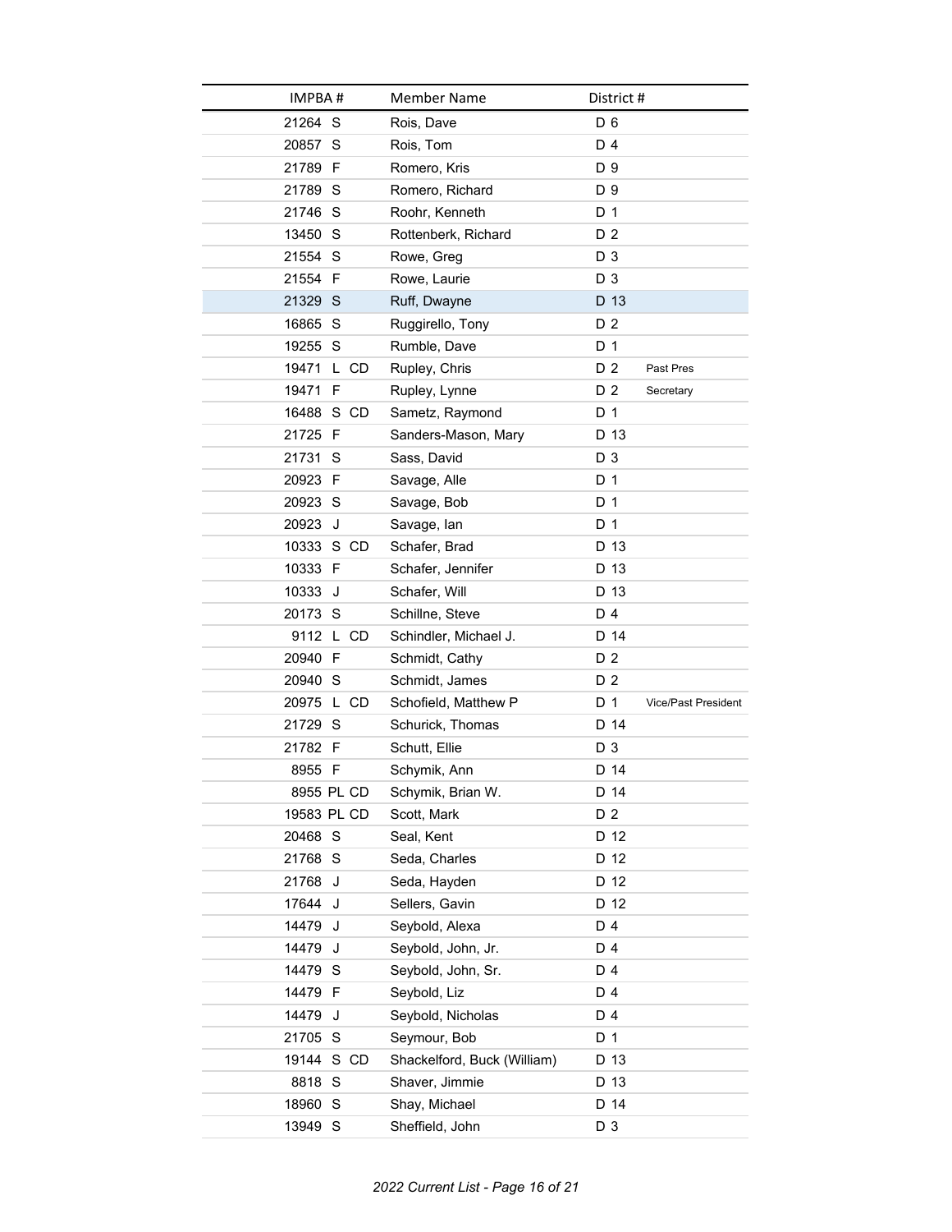| IMPBA # | Member Name | District # | |
|---|---|---|---|
| 21264 S | Rois, Dave | D 6 | |
| 20857 S | Rois, Tom | D 4 | |
| 21789 F | Romero, Kris | D 9 | |
| 21789 S | Romero, Richard | D 9 | |
| 21746 S | Roohr, Kenneth | D 1 | |
| 13450 S | Rottenberk, Richard | D 2 | |
| 21554 S | Rowe, Greg | D 3 | |
| 21554 F | Rowe, Laurie | D 3 | |
| 21329 S | Ruff, Dwayne | D 13 | |
| 16865 S | Ruggirello, Tony | D 2 | |
| 19255 S | Rumble, Dave | D 1 | |
| 19471 L CD | Rupley, Chris | D 2 | Past Pres |
| 19471 F | Rupley, Lynne | D 2 | Secretary |
| 16488 S CD | Sametz, Raymond | D 1 | |
| 21725 F | Sanders-Mason, Mary | D 13 | |
| 21731 S | Sass, David | D 3 | |
| 20923 F | Savage, Alle | D 1 | |
| 20923 S | Savage, Bob | D 1 | |
| 20923 J | Savage, Ian | D 1 | |
| 10333 S CD | Schafer, Brad | D 13 | |
| 10333 F | Schafer, Jennifer | D 13 | |
| 10333 J | Schafer, Will | D 13 | |
| 20173 S | Schillne, Steve | D 4 | |
| 9112 L CD | Schindler, Michael J. | D 14 | |
| 20940 F | Schmidt, Cathy | D 2 | |
| 20940 S | Schmidt, James | D 2 | |
| 20975 L CD | Schofield, Matthew P | D 1 | Vice/Past President |
| 21729 S | Schurick, Thomas | D 14 | |
| 21782 F | Schutt, Ellie | D 3 | |
| 8955 F | Schymik, Ann | D 14 | |
| 8955 PL CD | Schymik, Brian W. | D 14 | |
| 19583 PL CD | Scott, Mark | D 2 | |
| 20468 S | Seal, Kent | D 12 | |
| 21768 S | Seda, Charles | D 12 | |
| 21768 J | Seda, Hayden | D 12 | |
| 17644 J | Sellers, Gavin | D 12 | |
| 14479 J | Seybold, Alexa | D 4 | |
| 14479 J | Seybold, John, Jr. | D 4 | |
| 14479 S | Seybold, John, Sr. | D 4 | |
| 14479 F | Seybold, Liz | D 4 | |
| 14479 J | Seybold, Nicholas | D 4 | |
| 21705 S | Seymour, Bob | D 1 | |
| 19144 S CD | Shackelford, Buck (William) | D 13 | |
| 8818 S | Shaver, Jimmie | D 13 | |
| 18960 S | Shay, Michael | D 14 | |
| 13949 S | Sheffield, John | D 3 | |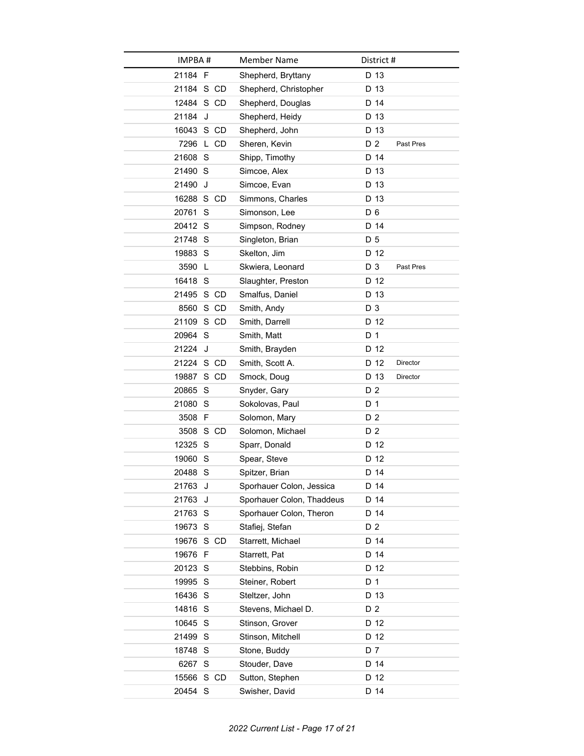| IMPBA # | Member Name | District # | |
|---|---|---|---|
| 21184 F | Shepherd, Bryttany | D 13 | |
| 21184 S CD | Shepherd, Christopher | D 13 | |
| 12484 S CD | Shepherd, Douglas | D 14 | |
| 21184 J | Shepherd, Heidy | D 13 | |
| 16043 S CD | Shepherd, John | D 13 | |
| 7296 L CD | Sheren, Kevin | D 2 | Past Pres |
| 21608 S | Shipp, Timothy | D 14 | |
| 21490 S | Simcoe, Alex | D 13 | |
| 21490 J | Simcoe, Evan | D 13 | |
| 16288 S CD | Simmons, Charles | D 13 | |
| 20761 S | Simonson, Lee | D 6 | |
| 20412 S | Simpson, Rodney | D 14 | |
| 21748 S | Singleton, Brian | D 5 | |
| 19883 S | Skelton, Jim | D 12 | |
| 3590 L | Skwiera, Leonard | D 3 | Past Pres |
| 16418 S | Slaughter, Preston | D 12 | |
| 21495 S CD | Smalfus, Daniel | D 13 | |
| 8560 S CD | Smith, Andy | D 3 | |
| 21109 S CD | Smith, Darrell | D 12 | |
| 20964 S | Smith, Matt | D 1 | |
| 21224 J | Smith, Brayden | D 12 | |
| 21224 S CD | Smith, Scott A. | D 12 | Director |
| 19887 S CD | Smock, Doug | D 13 | Director |
| 20865 S | Snyder, Gary | D 2 | |
| 21080 S | Sokolovas, Paul | D 1 | |
| 3508 F | Solomon, Mary | D 2 | |
| 3508 S CD | Solomon, Michael | D 2 | |
| 12325 S | Sparr, Donald | D 12 | |
| 19060 S | Spear, Steve | D 12 | |
| 20488 S | Spitzer, Brian | D 14 | |
| 21763 J | Sporhauer Colon, Jessica | D 14 | |
| 21763 J | Sporhauer Colon, Thaddeus | D 14 | |
| 21763 S | Sporhauer Colon, Theron | D 14 | |
| 19673 S | Stafiej, Stefan | D 2 | |
| 19676 S CD | Starrett, Michael | D 14 | |
| 19676 F | Starrett, Pat | D 14 | |
| 20123 S | Stebbins, Robin | D 12 | |
| 19995 S | Steiner, Robert | D 1 | |
| 16436 S | Steltzer, John | D 13 | |
| 14816 S | Stevens, Michael D. | D 2 | |
| 10645 S | Stinson, Grover | D 12 | |
| 21499 S | Stinson, Mitchell | D 12 | |
| 18748 S | Stone, Buddy | D 7 | |
| 6267 S | Stouder, Dave | D 14 | |
| 15566 S CD | Sutton, Stephen | D 12 | |
| 20454 S | Swisher, David | D 14 | |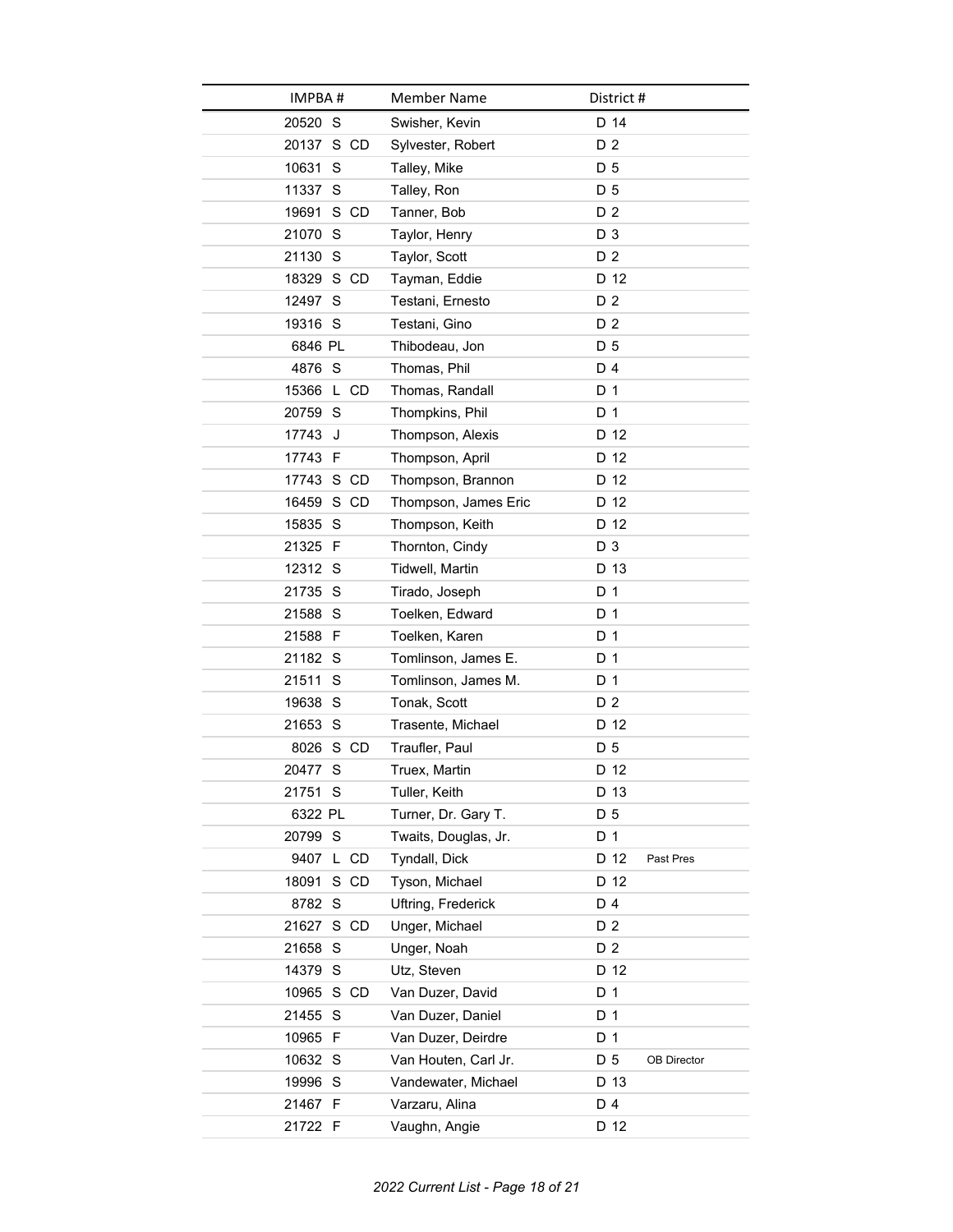| IMPBA # | Member Name | District # | |
|---|---|---|---|
| 20520 S | Swisher, Kevin | D 14 | |
| 20137 S CD | Sylvester, Robert | D 2 | |
| 10631 S | Talley, Mike | D 5 | |
| 11337 S | Talley, Ron | D 5 | |
| 19691 S CD | Tanner, Bob | D 2 | |
| 21070 S | Taylor, Henry | D 3 | |
| 21130 S | Taylor, Scott | D 2 | |
| 18329 S CD | Tayman, Eddie | D 12 | |
| 12497 S | Testani, Ernesto | D 2 | |
| 19316 S | Testani, Gino | D 2 | |
| 6846 PL | Thibodeau, Jon | D 5 | |
| 4876 S | Thomas, Phil | D 4 | |
| 15366 L CD | Thomas, Randall | D 1 | |
| 20759 S | Thompkins, Phil | D 1 | |
| 17743 J | Thompson, Alexis | D 12 | |
| 17743 F | Thompson, April | D 12 | |
| 17743 S CD | Thompson, Brannon | D 12 | |
| 16459 S CD | Thompson, James Eric | D 12 | |
| 15835 S | Thompson, Keith | D 12 | |
| 21325 F | Thornton, Cindy | D 3 | |
| 12312 S | Tidwell, Martin | D 13 | |
| 21735 S | Tirado, Joseph | D 1 | |
| 21588 S | Toelken, Edward | D 1 | |
| 21588 F | Toelken, Karen | D 1 | |
| 21182 S | Tomlinson, James E. | D 1 | |
| 21511 S | Tomlinson, James M. | D 1 | |
| 19638 S | Tonak, Scott | D 2 | |
| 21653 S | Trasente, Michael | D 12 | |
| 8026 S CD | Traufler, Paul | D 5 | |
| 20477 S | Truex, Martin | D 12 | |
| 21751 S | Tuller, Keith | D 13 | |
| 6322 PL | Turner, Dr. Gary T. | D 5 | |
| 20799 S | Twaits, Douglas, Jr. | D 1 | |
| 9407 L CD | Tyndall, Dick | D 12 | Past Pres |
| 18091 S CD | Tyson, Michael | D 12 | |
| 8782 S | Uftring, Frederick | D 4 | |
| 21627 S CD | Unger, Michael | D 2 | |
| 21658 S | Unger, Noah | D 2 | |
| 14379 S | Utz, Steven | D 12 | |
| 10965 S CD | Van Duzer, David | D 1 | |
| 21455 S | Van Duzer, Daniel | D 1 | |
| 10965 F | Van Duzer, Deirdre | D 1 | |
| 10632 S | Van Houten, Carl Jr. | D 5 | OB Director |
| 19996 S | Vandewater, Michael | D 13 | |
| 21467 F | Varzaru, Alina | D 4 | |
| 21722 F | Vaughn, Angie | D 12 | |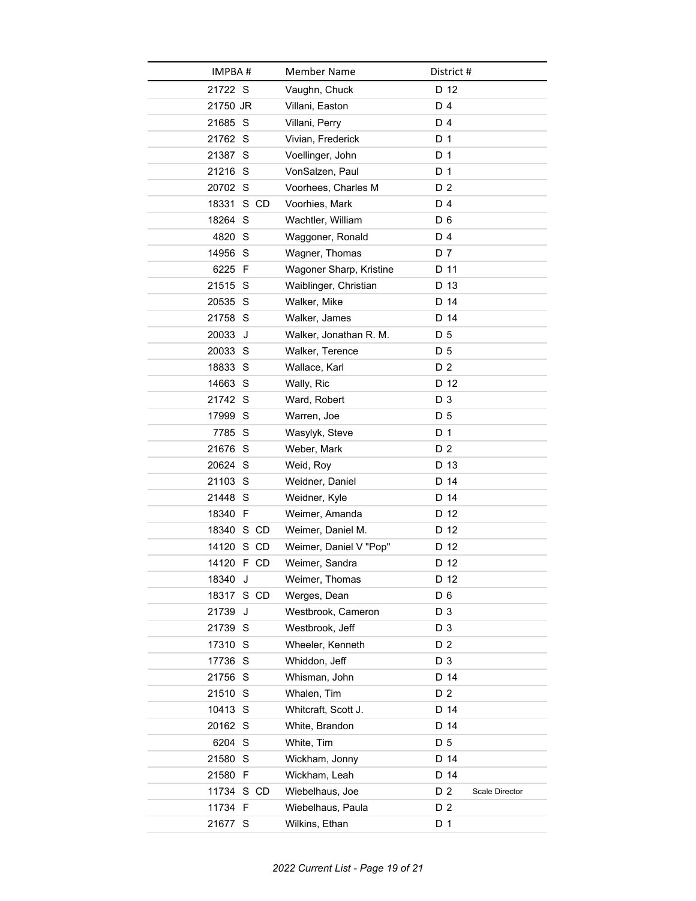| IMPBA # | Member Name | District # |
|---|---|---|
| 21722 S | Vaughn, Chuck | D 12 |
| 21750 JR | Villani, Easton | D 4 |
| 21685 S | Villani, Perry | D 4 |
| 21762 S | Vivian, Frederick | D 1 |
| 21387 S | Voellinger, John | D 1 |
| 21216 S | VonSalzen, Paul | D 1 |
| 20702 S | Voorhees, Charles M | D 2 |
| 18331 S CD | Voorhies, Mark | D 4 |
| 18264 S | Wachtler, William | D 6 |
| 4820 S | Waggoner, Ronald | D 4 |
| 14956 S | Wagner, Thomas | D 7 |
| 6225 F | Wagoner Sharp, Kristine | D 11 |
| 21515 S | Waiblinger, Christian | D 13 |
| 20535 S | Walker, Mike | D 14 |
| 21758 S | Walker, James | D 14 |
| 20033 J | Walker, Jonathan R. M. | D 5 |
| 20033 S | Walker, Terence | D 5 |
| 18833 S | Wallace, Karl | D 2 |
| 14663 S | Wally, Ric | D 12 |
| 21742 S | Ward, Robert | D 3 |
| 17999 S | Warren, Joe | D 5 |
| 7785 S | Wasylyk, Steve | D 1 |
| 21676 S | Weber, Mark | D 2 |
| 20624 S | Weid, Roy | D 13 |
| 21103 S | Weidner, Daniel | D 14 |
| 21448 S | Weidner, Kyle | D 14 |
| 18340 F | Weimer, Amanda | D 12 |
| 18340 S CD | Weimer, Daniel M. | D 12 |
| 14120 S CD | Weimer, Daniel V "Pop" | D 12 |
| 14120 F CD | Weimer, Sandra | D 12 |
| 18340 J | Weimer, Thomas | D 12 |
| 18317 S CD | Werges, Dean | D 6 |
| 21739 J | Westbrook, Cameron | D 3 |
| 21739 S | Westbrook, Jeff | D 3 |
| 17310 S | Wheeler, Kenneth | D 2 |
| 17736 S | Whiddon, Jeff | D 3 |
| 21756 S | Whisman, John | D 14 |
| 21510 S | Whalen, Tim | D 2 |
| 10413 S | Whitcraft, Scott J. | D 14 |
| 20162 S | White, Brandon | D 14 |
| 6204 S | White, Tim | D 5 |
| 21580 S | Wickham, Jonny | D 14 |
| 21580 F | Wickham, Leah | D 14 |
| 11734 S CD | Wiebelhaus, Joe | D 2 Scale Director |
| 11734 F | Wiebelhaus, Paula | D 2 |
| 21677 S | Wilkins, Ethan | D 1 |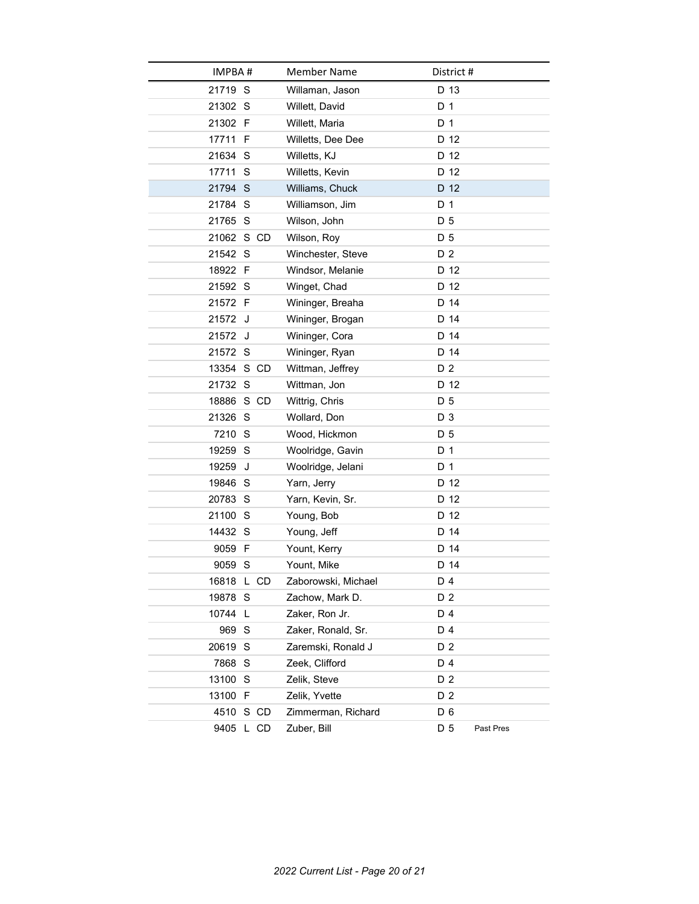| IMPBA # | Member Name | District # |
|---|---|---|
| 21719 S | Willaman, Jason | D 13 |
| 21302 S | Willett, David | D 1 |
| 21302 F | Willett, Maria | D 1 |
| 17711 F | Willetts, Dee Dee | D 12 |
| 21634 S | Willetts, KJ | D 12 |
| 17711 S | Willetts, Kevin | D 12 |
| 21794 S | Williams, Chuck | D 12 |
| 21784 S | Williamson, Jim | D 1 |
| 21765 S | Wilson, John | D 5 |
| 21062 S CD | Wilson, Roy | D 5 |
| 21542 S | Winchester, Steve | D 2 |
| 18922 F | Windsor, Melanie | D 12 |
| 21592 S | Winget, Chad | D 12 |
| 21572 F | Wininger, Breaha | D 14 |
| 21572 J | Wininger, Brogan | D 14 |
| 21572 J | Wininger, Cora | D 14 |
| 21572 S | Wininger, Ryan | D 14 |
| 13354 S CD | Wittman, Jeffrey | D 2 |
| 21732 S | Wittman, Jon | D 12 |
| 18886 S CD | Wittrig, Chris | D 5 |
| 21326 S | Wollard, Don | D 3 |
| 7210 S | Wood, Hickmon | D 5 |
| 19259 S | Woolridge, Gavin | D 1 |
| 19259 J | Woolridge, Jelani | D 1 |
| 19846 S | Yarn, Jerry | D 12 |
| 20783 S | Yarn, Kevin, Sr. | D 12 |
| 21100 S | Young, Bob | D 12 |
| 14432 S | Young, Jeff | D 14 |
| 9059 F | Yount, Kerry | D 14 |
| 9059 S | Yount, Mike | D 14 |
| 16818 L CD | Zaborowski, Michael | D 4 |
| 19878 S | Zachow, Mark D. | D 2 |
| 10744 L | Zaker, Ron Jr. | D 4 |
| 969 S | Zaker, Ronald, Sr. | D 4 |
| 20619 S | Zaremski, Ronald J | D 2 |
| 7868 S | Zeek, Clifford | D 4 |
| 13100 S | Zelik, Steve | D 2 |
| 13100 F | Zelik, Yvette | D 2 |
| 4510 S CD | Zimmerman, Richard | D 6 |
| 9405 L CD | Zuber, Bill | D 5 Past Pres |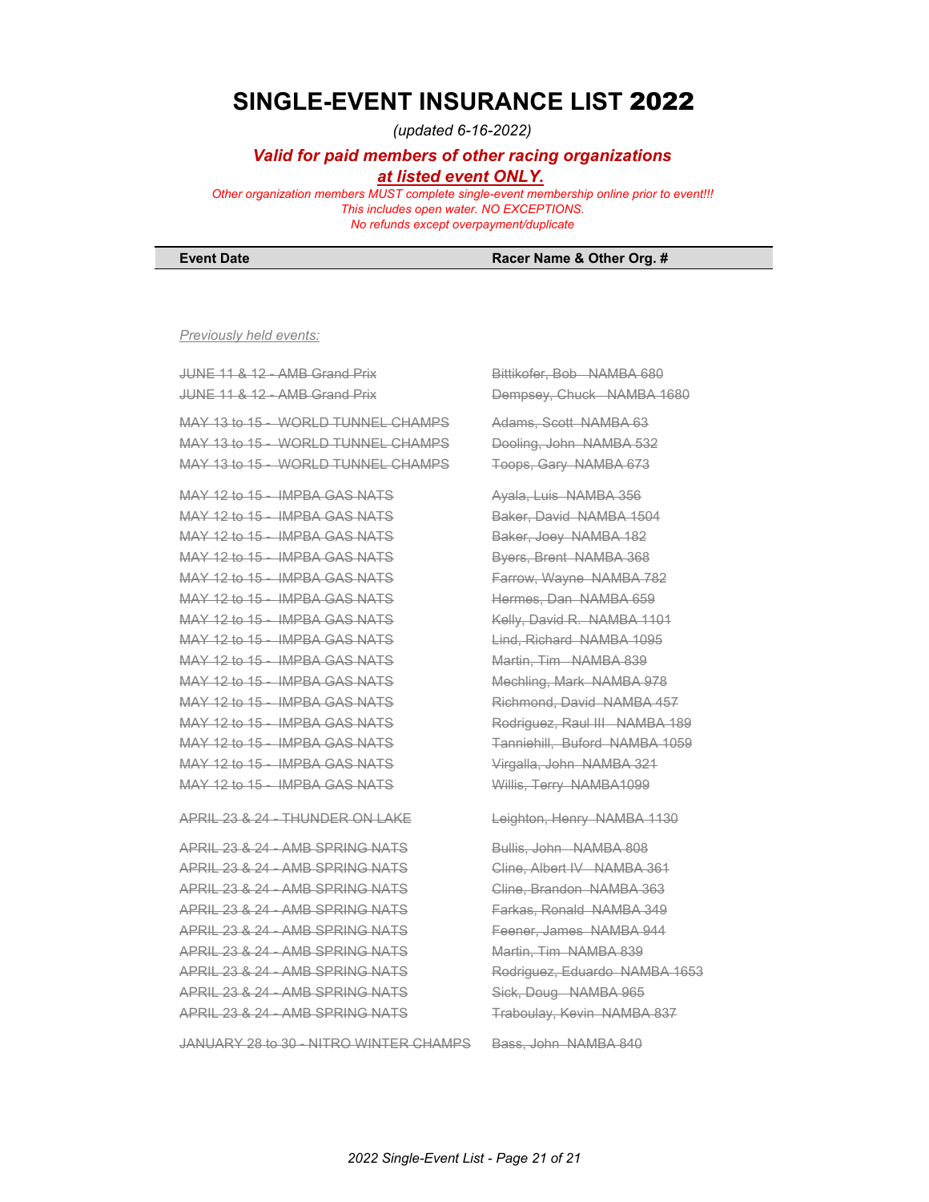# SINGLE-EVENT INSURANCE LIST 2022

*(updated 6-16-2022)*

***Valid for paid members of other racing organizations***
***at listed event ONLY.***

*Other organization members MUST complete single-event membership online prior to event!!!*
*This includes open water. NO EXCEPTIONS.*
*No refunds except overpayment/duplicate*

| Event Date | Racer Name & Other Org. # |
|---|---|
| *Previously held events:* | |
| ~~JUNE 11 & 12 - AMB Grand Prix~~ | ~~Bittikofer, Bob NAMBA 680~~ |
| ~~JUNE 11 & 12 - AMB Grand Prix~~ | ~~Dempsey, Chuck NAMBA 1680~~ |
| ~~MAY 13 to 15 - WORLD TUNNEL CHAMPS~~ | ~~Adams, Scott NAMBA 63~~ |
| ~~MAY 13 to 15 - WORLD TUNNEL CHAMPS~~ | ~~Dooling, John NAMBA 532~~ |
| ~~MAY 13 to 15 - WORLD TUNNEL CHAMPS~~ | ~~Toops, Gary NAMBA 673~~ |
| ~~MAY 12 to 15 - IMPBA GAS NATS~~ | ~~Ayala, Luis NAMBA 356~~ |
| ~~MAY 12 to 15 - IMPBA GAS NATS~~ | ~~Baker, David NAMBA 1504~~ |
| ~~MAY 12 to 15 - IMPBA GAS NATS~~ | ~~Baker, Joey NAMBA 182~~ |
| ~~MAY 12 to 15 - IMPBA GAS NATS~~ | ~~Byers, Brent NAMBA 368~~ |
| ~~MAY 12 to 15 - IMPBA GAS NATS~~ | ~~Farrow, Wayne NAMBA 782~~ |
| ~~MAY 12 to 15 - IMPBA GAS NATS~~ | ~~Hermes, Dan NAMBA 659~~ |
| ~~MAY 12 to 15 - IMPBA GAS NATS~~ | ~~Kelly, David R. NAMBA 1101~~ |
| ~~MAY 12 to 15 - IMPBA GAS NATS~~ | ~~Lind, Richard NAMBA 1095~~ |
| ~~MAY 12 to 15 - IMPBA GAS NATS~~ | ~~Martin, Tim NAMBA 839~~ |
| ~~MAY 12 to 15 - IMPBA GAS NATS~~ | ~~Mechling, Mark NAMBA 978~~ |
| ~~MAY 12 to 15 - IMPBA GAS NATS~~ | ~~Richmond, David NAMBA 457~~ |
| ~~MAY 12 to 15 - IMPBA GAS NATS~~ | ~~Rodriguez, Raul III NAMBA 189~~ |
| ~~MAY 12 to 15 - IMPBA GAS NATS~~ | ~~Tanniehill, Buford NAMBA 1059~~ |
| ~~MAY 12 to 15 - IMPBA GAS NATS~~ | ~~Virgalla, John NAMBA 321~~ |
| ~~MAY 12 to 15 - IMPBA GAS NATS~~ | ~~Willis, Terry NAMBA1099~~ |
| ~~APRIL 23 & 24 - THUNDER ON LAKE~~ | ~~Leighton, Henry NAMBA 1130~~ |
| ~~APRIL 23 & 24 - AMB SPRING NATS~~ | ~~Bullis, John NAMBA 808~~ |
| ~~APRIL 23 & 24 - AMB SPRING NATS~~ | ~~Cline, Albert IV NAMBA 361~~ |
| ~~APRIL 23 & 24 - AMB SPRING NATS~~ | ~~Cline, Brandon NAMBA 363~~ |
| ~~APRIL 23 & 24 - AMB SPRING NATS~~ | ~~Farkas, Ronald NAMBA 349~~ |
| ~~APRIL 23 & 24 - AMB SPRING NATS~~ | ~~Feener, James NAMBA 944~~ |
| ~~APRIL 23 & 24 - AMB SPRING NATS~~ | ~~Martin, Tim NAMBA 839~~ |
| ~~APRIL 23 & 24 - AMB SPRING NATS~~ | ~~Rodriguez, Eduardo NAMBA 1653~~ |
| ~~APRIL 23 & 24 - AMB SPRING NATS~~ | ~~Sick, Doug NAMBA 965~~ |
| ~~APRIL 23 & 24 - AMB SPRING NATS~~ | ~~Traboulay, Kevin NAMBA 837~~ |
| ~~JANUARY 28 to 30 - NITRO WINTER CHAMPS~~ | ~~Bass, John NAMBA 840~~ |